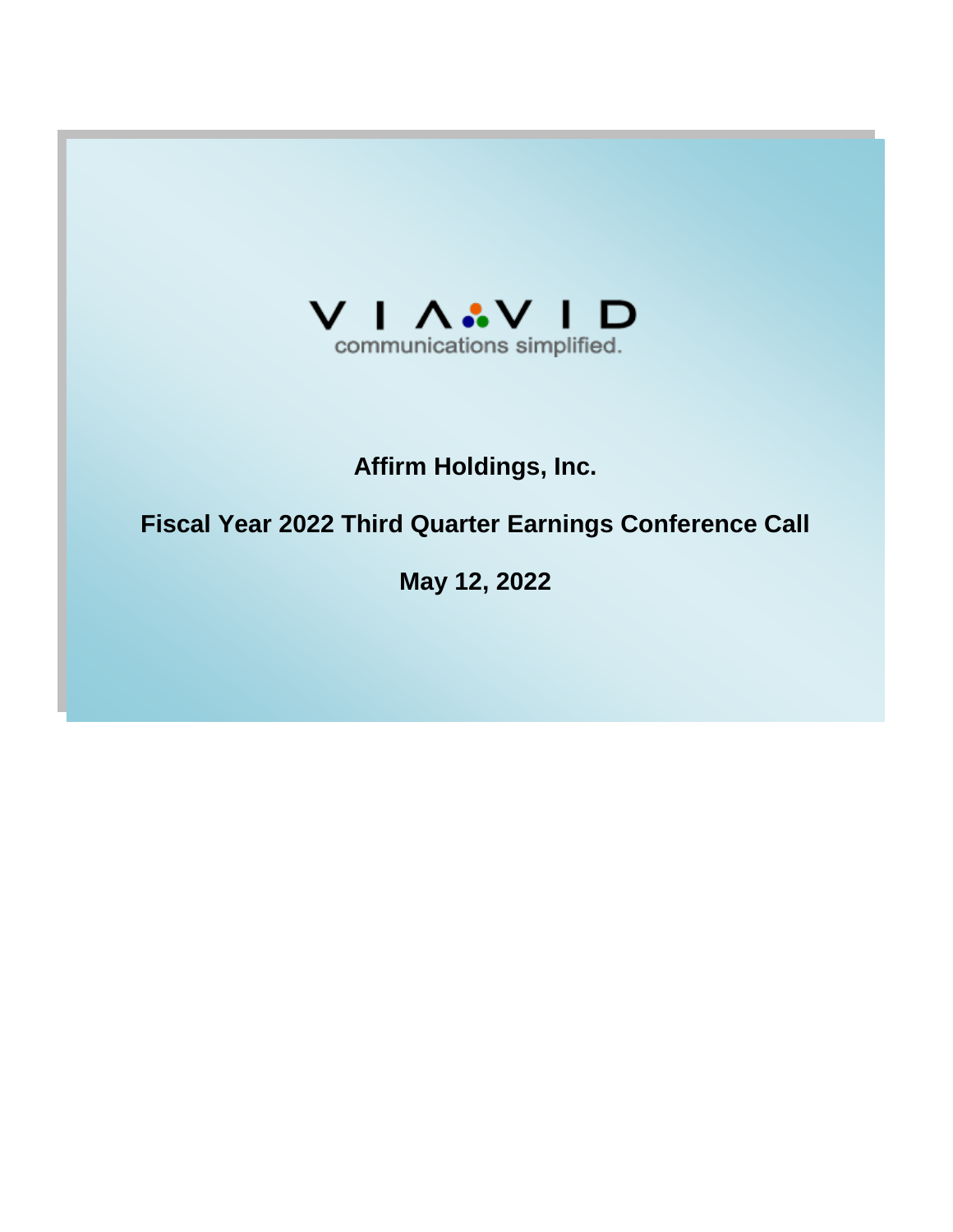VIAVID

communications simplified.

# Affirm Holdings, Inc.

## Fiscal Year 2022 Third Quarter Earnings Conference Call

## May 12, 2022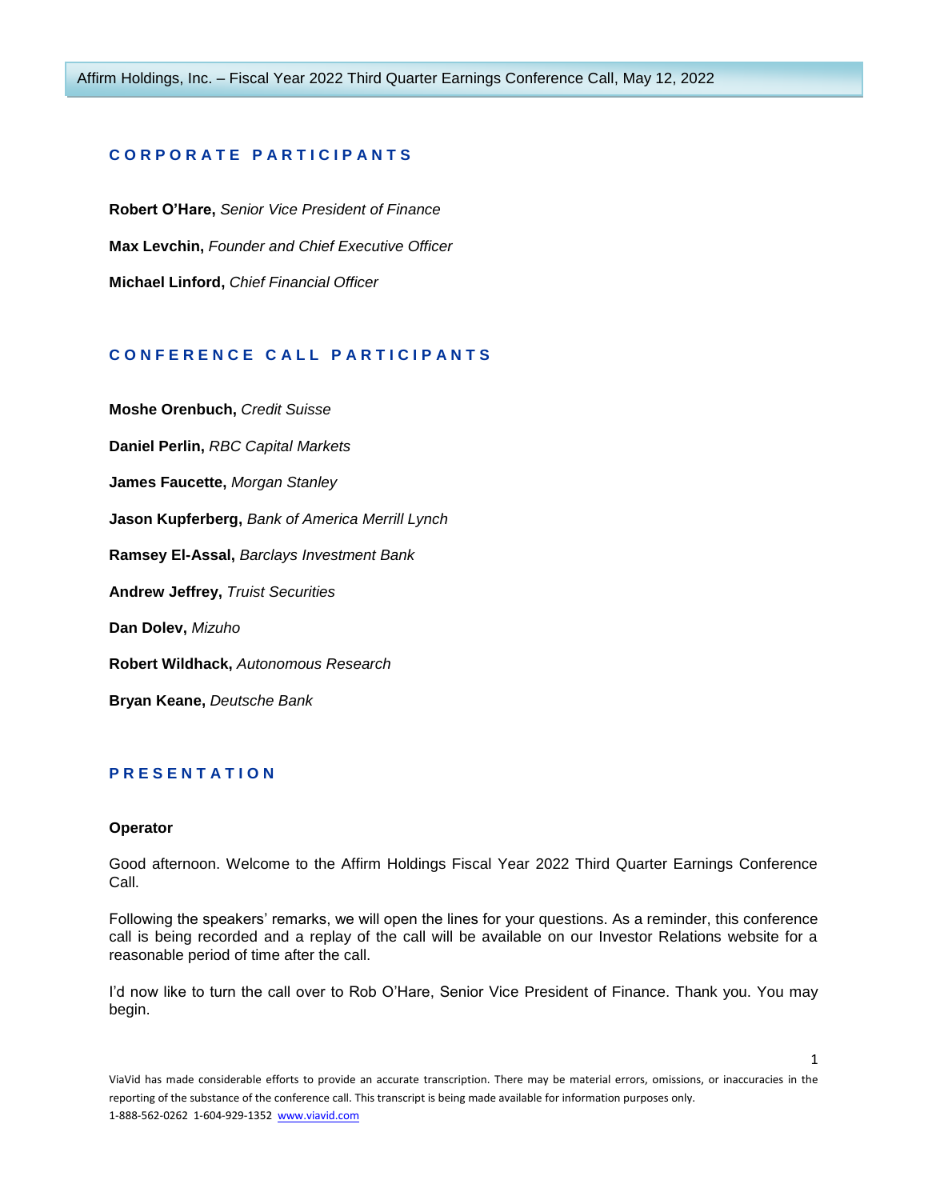## CORPORATE PARTICIPANTS

**Robert O'Hare,** *Senior Vice President of Finance*

**Max Levchin,** *Founder and Chief Executive Officer*

**Michael Linford,** *Chief Financial Officer*

## CONFERENCE CALL PARTICIPANTS

**Moshe Orenbuch,** *Credit Suisse*

**Daniel Perlin,** *RBC Capital Markets*

**James Faucette,** *Morgan Stanley*

**Jason Kupferberg,** *Bank of America Merrill Lynch*

**Ramsey El-Assal,** *Barclays Investment Bank*

**Andrew Jeffrey,** *Truist Securities*

**Dan Dolev,** *Mizuho*

**Robert Wildhack,** *Autonomous Research*

**Bryan Keane,** *Deutsche Bank*

## PRESENTATION

**Operator**

Good afternoon. Welcome to the Affirm Holdings Fiscal Year 2022 Third Quarter Earnings Conference Call.

Following the speakers' remarks, we will open the lines for your questions. As a reminder, this conference call is being recorded and a replay of the call will be available on our Investor Relations website for a reasonable period of time after the call.

I'd now like to turn the call over to Rob O'Hare, Senior Vice President of Finance. Thank you. You may begin.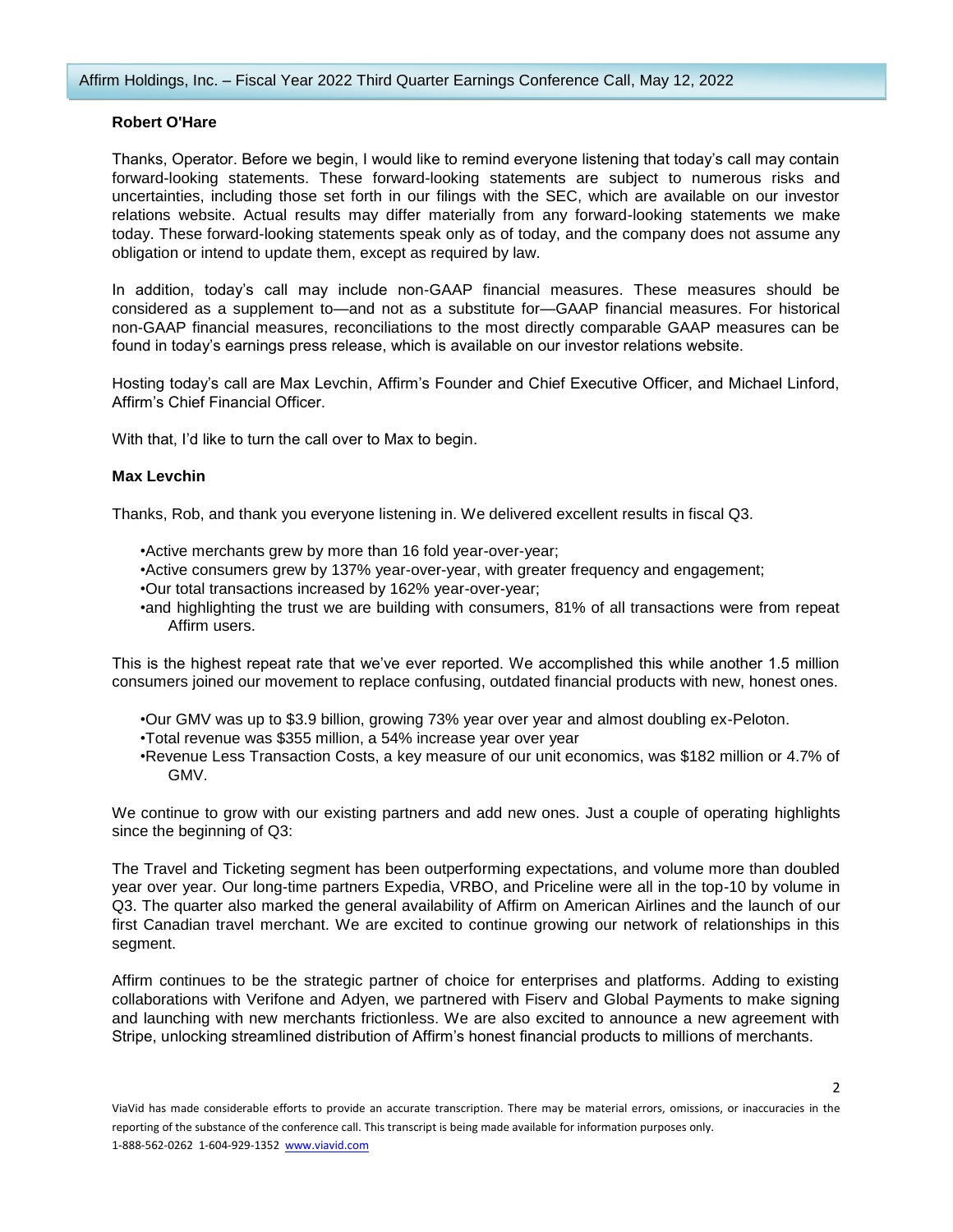**Robert O'Hare**

Thanks, Operator. Before we begin, I would like to remind everyone listening that today's call may contain forward-looking statements. These forward-looking statements are subject to numerous risks and uncertainties, including those set forth in our filings with the SEC, which are available on our investor relations website. Actual results may differ materially from any forward-looking statements we make today. These forward-looking statements speak only as of today, and the company does not assume any obligation or intend to update them, except as required by law.

In addition, today's call may include non-GAAP financial measures. These measures should be considered as a supplement to—and not as a substitute for—GAAP financial measures. For historical non-GAAP financial measures, reconciliations to the most directly comparable GAAP measures can be found in today's earnings press release, which is available on our investor relations website.

Hosting today's call are Max Levchin, Affirm's Founder and Chief Executive Officer, and Michael Linford, Affirm's Chief Financial Officer.

With that, I'd like to turn the call over to Max to begin.

**Max Levchin**

Thanks, Rob, and thank you everyone listening in. We delivered excellent results in fiscal Q3.

- Active merchants grew by more than 16 fold year-over-year;
- Active consumers grew by 137% year-over-year, with greater frequency and engagement;
- Our total transactions increased by 162% year-over-year;
- and highlighting the trust we are building with consumers, 81% of all transactions were from repeat Affirm users.

This is the highest repeat rate that we've ever reported. We accomplished this while another 1.5 million consumers joined our movement to replace confusing, outdated financial products with new, honest ones.

- Our GMV was up to $3.9 billion, growing 73% year over year and almost doubling ex-Peloton.
- Total revenue was $355 million, a 54% increase year over year
- Revenue Less Transaction Costs, a key measure of our unit economics, was $182 million or 4.7% of GMV.

We continue to grow with our existing partners and add new ones. Just a couple of operating highlights since the beginning of Q3:

The Travel and Ticketing segment has been outperforming expectations, and volume more than doubled year over year. Our long-time partners Expedia, VRBO, and Priceline were all in the top-10 by volume in Q3. The quarter also marked the general availability of Affirm on American Airlines and the launch of our first Canadian travel merchant. We are excited to continue growing our network of relationships in this segment.

Affirm continues to be the strategic partner of choice for enterprises and platforms. Adding to existing collaborations with Verifone and Adyen, we partnered with Fiserv and Global Payments to make signing and launching with new merchants frictionless. We are also excited to announce a new agreement with Stripe, unlocking streamlined distribution of Affirm's honest financial products to millions of merchants.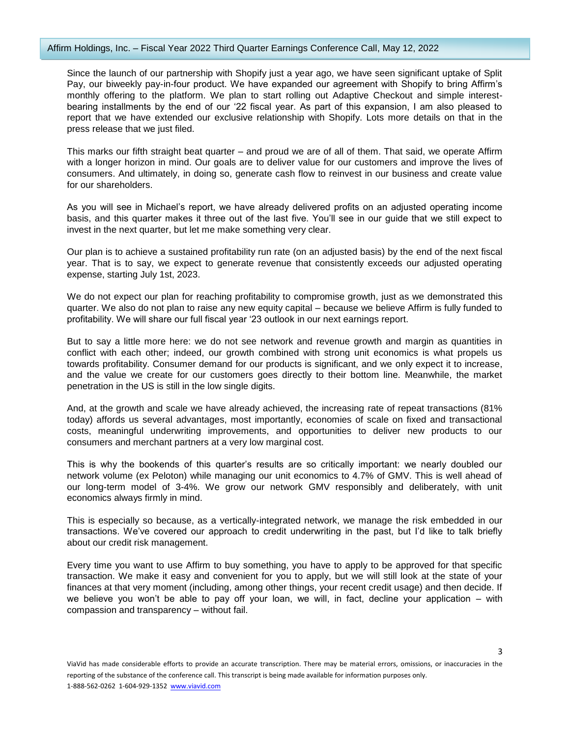Since the launch of our partnership with Shopify just a year ago, we have seen significant uptake of Split Pay, our biweekly pay-in-four product. We have expanded our agreement with Shopify to bring Affirm's monthly offering to the platform. We plan to start rolling out Adaptive Checkout and simple interest-bearing installments by the end of our '22 fiscal year. As part of this expansion, I am also pleased to report that we have extended our exclusive relationship with Shopify. Lots more details on that in the press release that we just filed.

This marks our fifth straight beat quarter – and proud we are of all of them. That said, we operate Affirm with a longer horizon in mind. Our goals are to deliver value for our customers and improve the lives of consumers. And ultimately, in doing so, generate cash flow to reinvest in our business and create value for our shareholders.

As you will see in Michael's report, we have already delivered profits on an adjusted operating income basis, and this quarter makes it three out of the last five. You'll see in our guide that we still expect to invest in the next quarter, but let me make something very clear.

Our plan is to achieve a sustained profitability run rate (on an adjusted basis) by the end of the next fiscal year. That is to say, we expect to generate revenue that consistently exceeds our adjusted operating expense, starting July 1st, 2023.

We do not expect our plan for reaching profitability to compromise growth, just as we demonstrated this quarter. We also do not plan to raise any new equity capital – because we believe Affirm is fully funded to profitability. We will share our full fiscal year '23 outlook in our next earnings report.

But to say a little more here: we do not see network and revenue growth and margin as quantities in conflict with each other; indeed, our growth combined with strong unit economics is what propels us towards profitability. Consumer demand for our products is significant, and we only expect it to increase, and the value we create for our customers goes directly to their bottom line. Meanwhile, the market penetration in the US is still in the low single digits.

And, at the growth and scale we have already achieved, the increasing rate of repeat transactions (81% today) affords us several advantages, most importantly, economies of scale on fixed and transactional costs, meaningful underwriting improvements, and opportunities to deliver new products to our consumers and merchant partners at a very low marginal cost.

This is why the bookends of this quarter's results are so critically important: we nearly doubled our network volume (ex Peloton) while managing our unit economics to 4.7% of GMV. This is well ahead of our long-term model of 3-4%. We grow our network GMV responsibly and deliberately, with unit economics always firmly in mind.

This is especially so because, as a vertically-integrated network, we manage the risk embedded in our transactions. We've covered our approach to credit underwriting in the past, but I'd like to talk briefly about our credit risk management.

Every time you want to use Affirm to buy something, you have to apply to be approved for that specific transaction. We make it easy and convenient for you to apply, but we will still look at the state of your finances at that very moment (including, among other things, your recent credit usage) and then decide. If we believe you won't be able to pay off your loan, we will, in fact, decline your application – with compassion and transparency – without fail.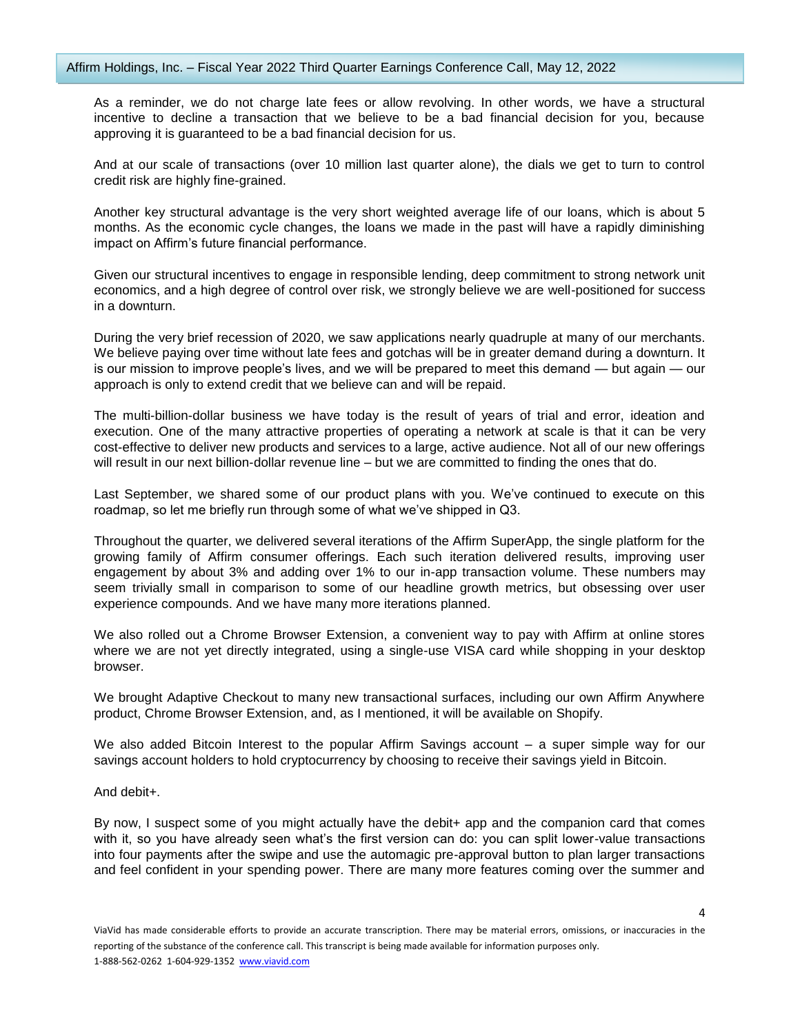As a reminder, we do not charge late fees or allow revolving. In other words, we have a structural incentive to decline a transaction that we believe to be a bad financial decision for you, because approving it is guaranteed to be a bad financial decision for us.

And at our scale of transactions (over 10 million last quarter alone), the dials we get to turn to control credit risk are highly fine-grained.

Another key structural advantage is the very short weighted average life of our loans, which is about 5 months. As the economic cycle changes, the loans we made in the past will have a rapidly diminishing impact on Affirm's future financial performance.

Given our structural incentives to engage in responsible lending, deep commitment to strong network unit economics, and a high degree of control over risk, we strongly believe we are well-positioned for success in a downturn.

During the very brief recession of 2020, we saw applications nearly quadruple at many of our merchants. We believe paying over time without late fees and gotchas will be in greater demand during a downturn. It is our mission to improve people's lives, and we will be prepared to meet this demand — but again — our approach is only to extend credit that we believe can and will be repaid.

The multi-billion-dollar business we have today is the result of years of trial and error, ideation and execution. One of the many attractive properties of operating a network at scale is that it can be very cost-effective to deliver new products and services to a large, active audience. Not all of our new offerings will result in our next billion-dollar revenue line – but we are committed to finding the ones that do.

Last September, we shared some of our product plans with you. We've continued to execute on this roadmap, so let me briefly run through some of what we've shipped in Q3.

Throughout the quarter, we delivered several iterations of the Affirm SuperApp, the single platform for the growing family of Affirm consumer offerings. Each such iteration delivered results, improving user engagement by about 3% and adding over 1% to our in-app transaction volume. These numbers may seem trivially small in comparison to some of our headline growth metrics, but obsessing over user experience compounds. And we have many more iterations planned.

We also rolled out a Chrome Browser Extension, a convenient way to pay with Affirm at online stores where we are not yet directly integrated, using a single-use VISA card while shopping in your desktop browser.

We brought Adaptive Checkout to many new transactional surfaces, including our own Affirm Anywhere product, Chrome Browser Extension, and, as I mentioned, it will be available on Shopify.

We also added Bitcoin Interest to the popular Affirm Savings account – a super simple way for our savings account holders to hold cryptocurrency by choosing to receive their savings yield in Bitcoin.

And debit+.

By now, I suspect some of you might actually have the debit+ app and the companion card that comes with it, so you have already seen what's the first version can do: you can split lower-value transactions into four payments after the swipe and use the automagic pre-approval button to plan larger transactions and feel confident in your spending power. There are many more features coming over the summer and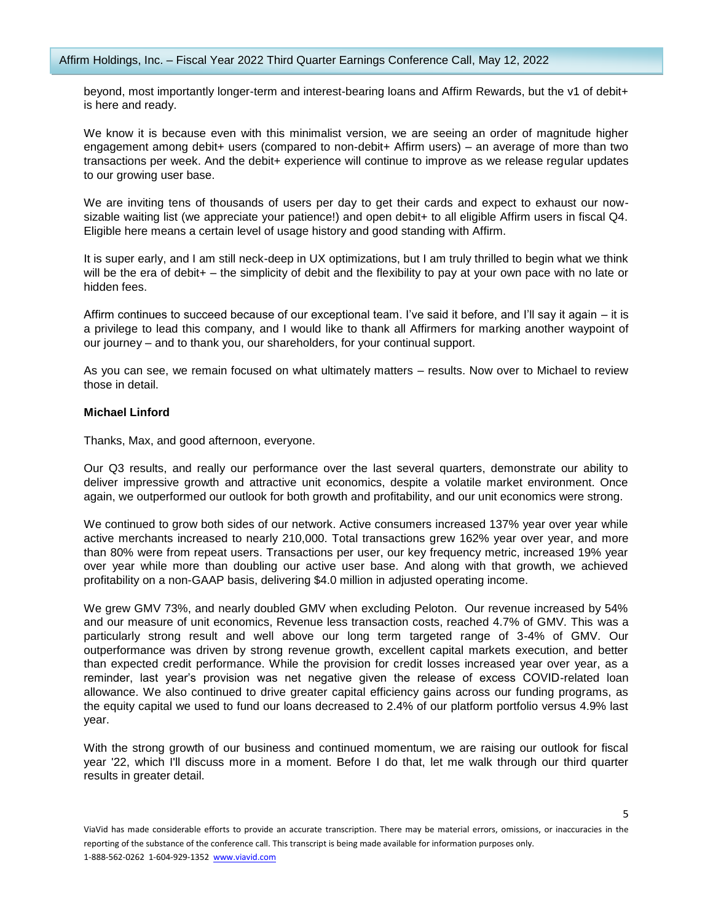beyond, most importantly longer-term and interest-bearing loans and Affirm Rewards, but the v1 of debit+ is here and ready.

We know it is because even with this minimalist version, we are seeing an order of magnitude higher engagement among debit+ users (compared to non-debit+ Affirm users) – an average of more than two transactions per week. And the debit+ experience will continue to improve as we release regular updates to our growing user base.

We are inviting tens of thousands of users per day to get their cards and expect to exhaust our now-sizable waiting list (we appreciate your patience!) and open debit+ to all eligible Affirm users in fiscal Q4. Eligible here means a certain level of usage history and good standing with Affirm.

It is super early, and I am still neck-deep in UX optimizations, but I am truly thrilled to begin what we think will be the era of debit+ – the simplicity of debit and the flexibility to pay at your own pace with no late or hidden fees.

Affirm continues to succeed because of our exceptional team. I've said it before, and I'll say it again – it is a privilege to lead this company, and I would like to thank all Affirmers for marking another waypoint of our journey – and to thank you, our shareholders, for your continual support.

As you can see, we remain focused on what ultimately matters – results. Now over to Michael to review those in detail.

**Michael Linford**

Thanks, Max, and good afternoon, everyone.

Our Q3 results, and really our performance over the last several quarters, demonstrate our ability to deliver impressive growth and attractive unit economics, despite a volatile market environment. Once again, we outperformed our outlook for both growth and profitability, and our unit economics were strong.

We continued to grow both sides of our network. Active consumers increased 137% year over year while active merchants increased to nearly 210,000. Total transactions grew 162% year over year, and more than 80% were from repeat users. Transactions per user, our key frequency metric, increased 19% year over year while more than doubling our active user base. And along with that growth, we achieved profitability on a non-GAAP basis, delivering $4.0 million in adjusted operating income.

We grew GMV 73%, and nearly doubled GMV when excluding Peloton. Our revenue increased by 54% and our measure of unit economics, Revenue less transaction costs, reached 4.7% of GMV. This was a particularly strong result and well above our long term targeted range of 3-4% of GMV. Our outperformance was driven by strong revenue growth, excellent capital markets execution, and better than expected credit performance. While the provision for credit losses increased year over year, as a reminder, last year's provision was net negative given the release of excess COVID-related loan allowance. We also continued to drive greater capital efficiency gains across our funding programs, as the equity capital we used to fund our loans decreased to 2.4% of our platform portfolio versus 4.9% last year.

With the strong growth of our business and continued momentum, we are raising our outlook for fiscal year '22, which I'll discuss more in a moment. Before I do that, let me walk through our third quarter results in greater detail.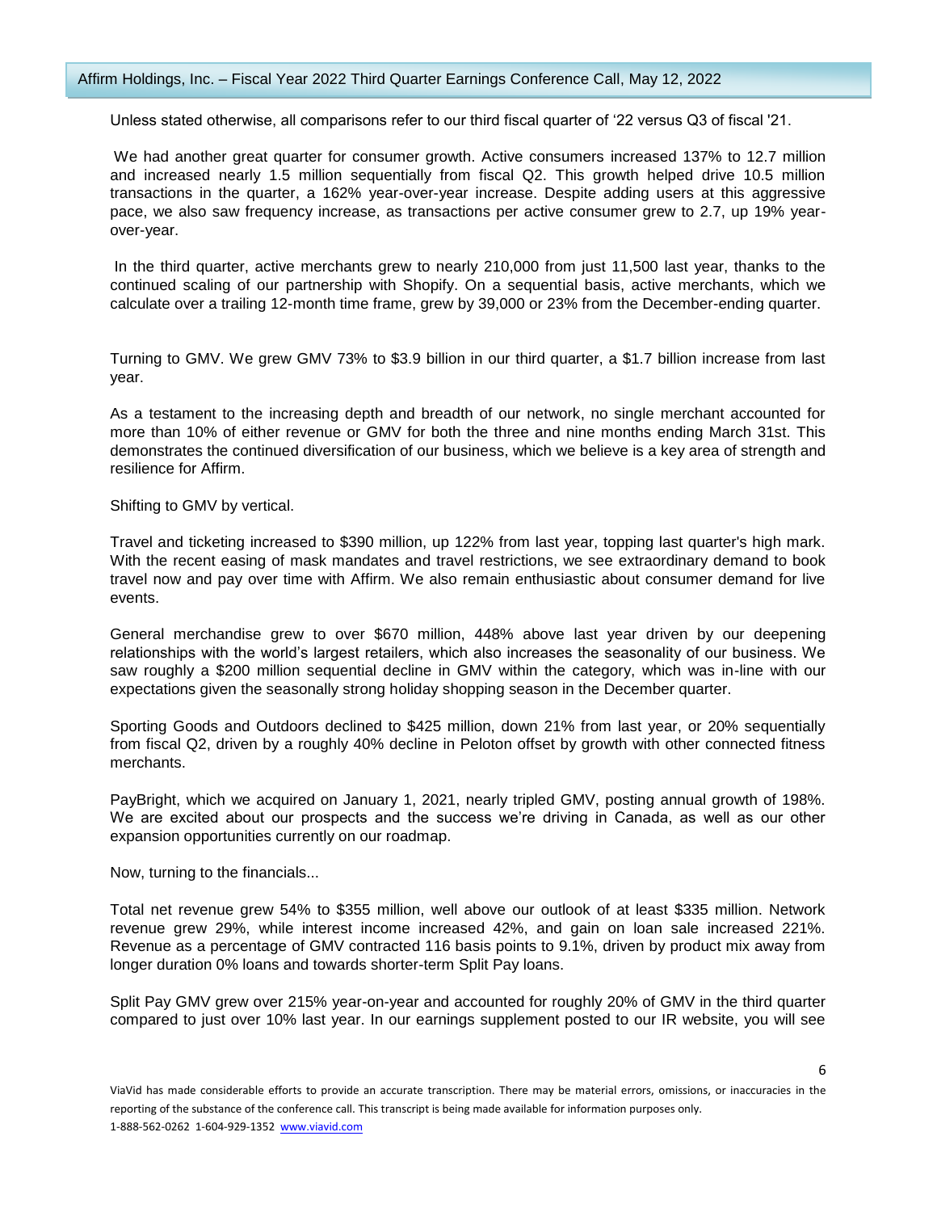Unless stated otherwise, all comparisons refer to our third fiscal quarter of '22 versus Q3 of fiscal '21.

We had another great quarter for consumer growth. Active consumers increased 137% to 12.7 million and increased nearly 1.5 million sequentially from fiscal Q2. This growth helped drive 10.5 million transactions in the quarter, a 162% year-over-year increase. Despite adding users at this aggressive pace, we also saw frequency increase, as transactions per active consumer grew to 2.7, up 19% year-over-year.

In the third quarter, active merchants grew to nearly 210,000 from just 11,500 last year, thanks to the continued scaling of our partnership with Shopify. On a sequential basis, active merchants, which we calculate over a trailing 12-month time frame, grew by 39,000 or 23% from the December-ending quarter.

Turning to GMV. We grew GMV 73% to $3.9 billion in our third quarter, a $1.7 billion increase from last year.

As a testament to the increasing depth and breadth of our network, no single merchant accounted for more than 10% of either revenue or GMV for both the three and nine months ending March 31st. This demonstrates the continued diversification of our business, which we believe is a key area of strength and resilience for Affirm.

Shifting to GMV by vertical.

Travel and ticketing increased to $390 million, up 122% from last year, topping last quarter's high mark. With the recent easing of mask mandates and travel restrictions, we see extraordinary demand to book travel now and pay over time with Affirm. We also remain enthusiastic about consumer demand for live events.

General merchandise grew to over $670 million, 448% above last year driven by our deepening relationships with the world's largest retailers, which also increases the seasonality of our business. We saw roughly a $200 million sequential decline in GMV within the category, which was in-line with our expectations given the seasonally strong holiday shopping season in the December quarter.

Sporting Goods and Outdoors declined to $425 million, down 21% from last year, or 20% sequentially from fiscal Q2, driven by a roughly 40% decline in Peloton offset by growth with other connected fitness merchants.

PayBright, which we acquired on January 1, 2021, nearly tripled GMV, posting annual growth of 198%. We are excited about our prospects and the success we're driving in Canada, as well as our other expansion opportunities currently on our roadmap.

Now, turning to the financials...

Total net revenue grew 54% to $355 million, well above our outlook of at least $335 million. Network revenue grew 29%, while interest income increased 42%, and gain on loan sale increased 221%. Revenue as a percentage of GMV contracted 116 basis points to 9.1%, driven by product mix away from longer duration 0% loans and towards shorter-term Split Pay loans.

Split Pay GMV grew over 215% year-on-year and accounted for roughly 20% of GMV in the third quarter compared to just over 10% last year. In our earnings supplement posted to our IR website, you will see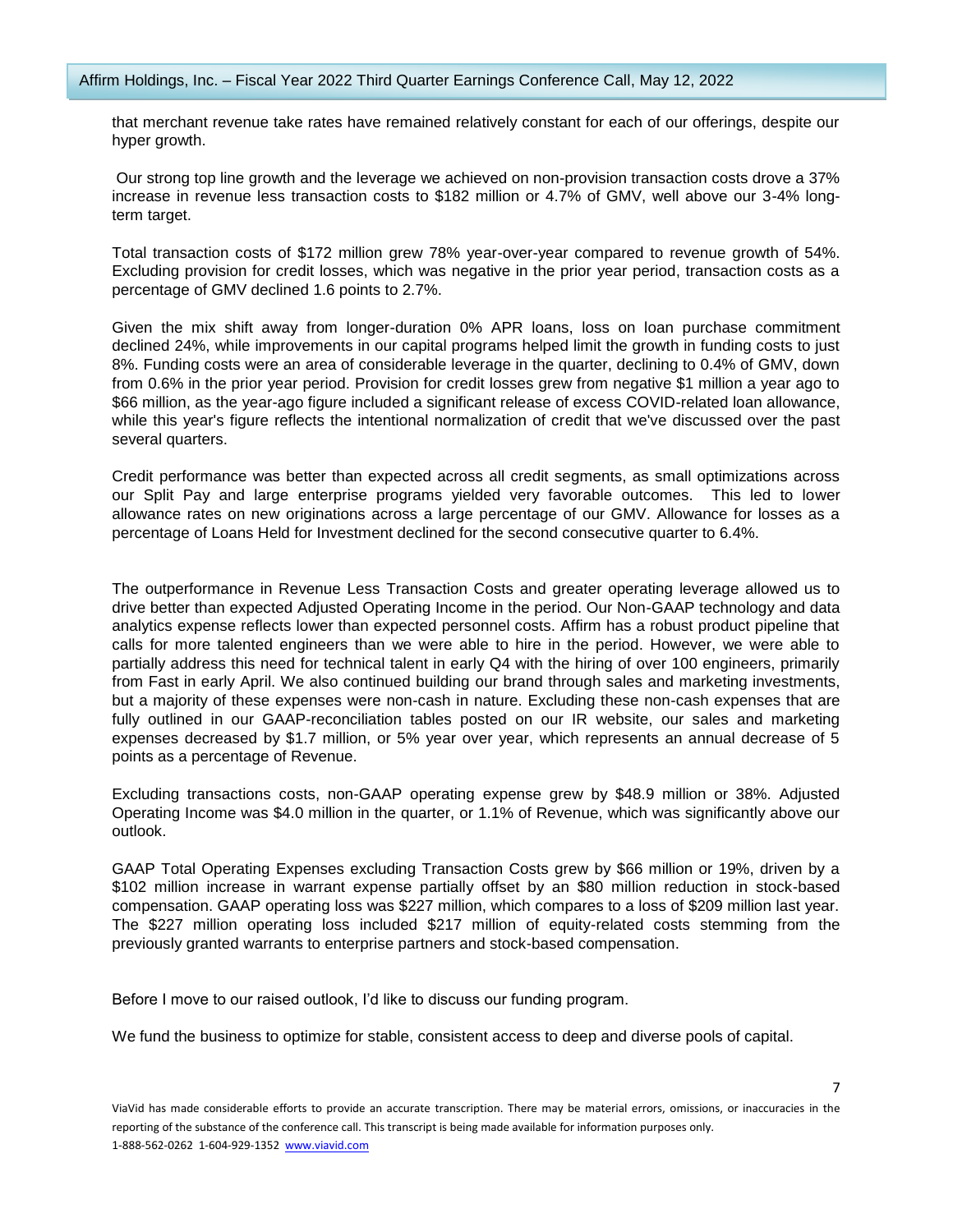that merchant revenue take rates have remained relatively constant for each of our offerings, despite our hyper growth.

Our strong top line growth and the leverage we achieved on non-provision transaction costs drove a 37% increase in revenue less transaction costs to $182 million or 4.7% of GMV, well above our 3-4% long-term target.

Total transaction costs of $172 million grew 78% year-over-year compared to revenue growth of 54%. Excluding provision for credit losses, which was negative in the prior year period, transaction costs as a percentage of GMV declined 1.6 points to 2.7%.

Given the mix shift away from longer-duration 0% APR loans, loss on loan purchase commitment declined 24%, while improvements in our capital programs helped limit the growth in funding costs to just 8%. Funding costs were an area of considerable leverage in the quarter, declining to 0.4% of GMV, down from 0.6% in the prior year period. Provision for credit losses grew from negative $1 million a year ago to $66 million, as the year-ago figure included a significant release of excess COVID-related loan allowance, while this year's figure reflects the intentional normalization of credit that we've discussed over the past several quarters.

Credit performance was better than expected across all credit segments, as small optimizations across our Split Pay and large enterprise programs yielded very favorable outcomes. This led to lower allowance rates on new originations across a large percentage of our GMV. Allowance for losses as a percentage of Loans Held for Investment declined for the second consecutive quarter to 6.4%.

The outperformance in Revenue Less Transaction Costs and greater operating leverage allowed us to drive better than expected Adjusted Operating Income in the period. Our Non-GAAP technology and data analytics expense reflects lower than expected personnel costs. Affirm has a robust product pipeline that calls for more talented engineers than we were able to hire in the period. However, we were able to partially address this need for technical talent in early Q4 with the hiring of over 100 engineers, primarily from Fast in early April. We also continued building our brand through sales and marketing investments, but a majority of these expenses were non-cash in nature. Excluding these non-cash expenses that are fully outlined in our GAAP-reconciliation tables posted on our IR website, our sales and marketing expenses decreased by $1.7 million, or 5% year over year, which represents an annual decrease of 5 points as a percentage of Revenue.

Excluding transactions costs, non-GAAP operating expense grew by $48.9 million or 38%. Adjusted Operating Income was $4.0 million in the quarter, or 1.1% of Revenue, which was significantly above our outlook.

GAAP Total Operating Expenses excluding Transaction Costs grew by $66 million or 19%, driven by a $102 million increase in warrant expense partially offset by an $80 million reduction in stock-based compensation. GAAP operating loss was $227 million, which compares to a loss of $209 million last year. The $227 million operating loss included $217 million of equity-related costs stemming from the previously granted warrants to enterprise partners and stock-based compensation.

Before I move to our raised outlook, I'd like to discuss our funding program.

We fund the business to optimize for stable, consistent access to deep and diverse pools of capital.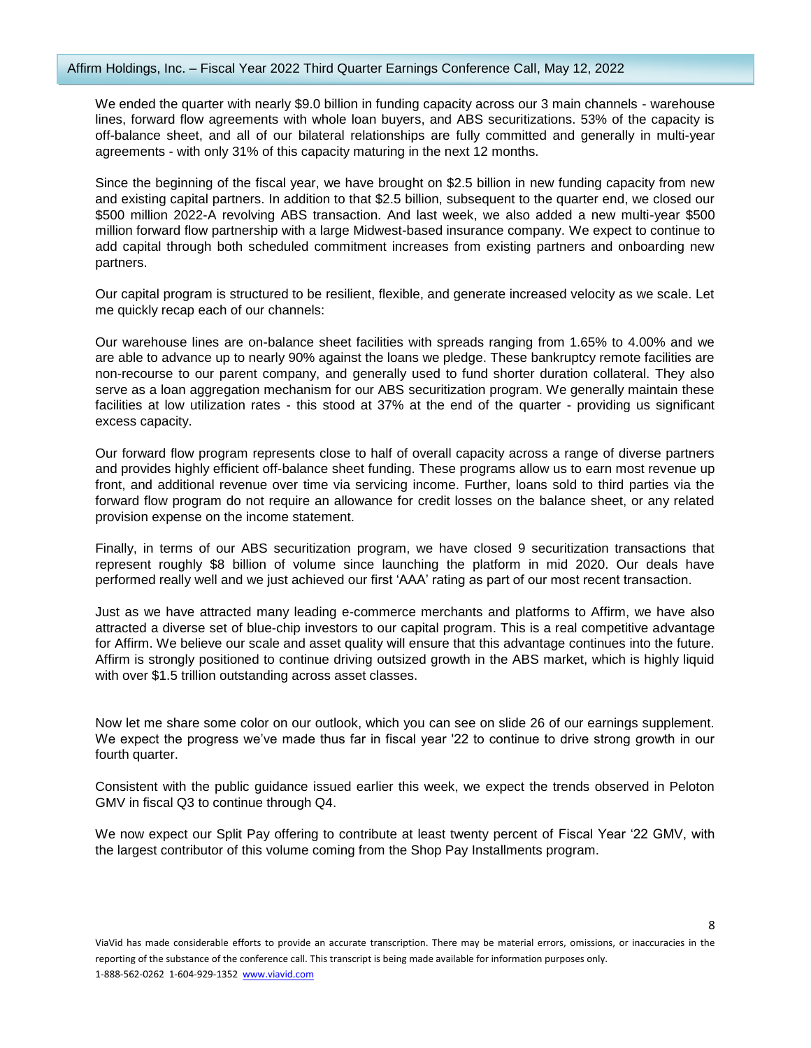We ended the quarter with nearly $9.0 billion in funding capacity across our 3 main channels - warehouse lines, forward flow agreements with whole loan buyers, and ABS securitizations. 53% of the capacity is off-balance sheet, and all of our bilateral relationships are fully committed and generally in multi-year agreements - with only 31% of this capacity maturing in the next 12 months.

Since the beginning of the fiscal year, we have brought on $2.5 billion in new funding capacity from new and existing capital partners. In addition to that $2.5 billion, subsequent to the quarter end, we closed our $500 million 2022-A revolving ABS transaction. And last week, we also added a new multi-year $500 million forward flow partnership with a large Midwest-based insurance company. We expect to continue to add capital through both scheduled commitment increases from existing partners and onboarding new partners.

Our capital program is structured to be resilient, flexible, and generate increased velocity as we scale. Let me quickly recap each of our channels:

Our warehouse lines are on-balance sheet facilities with spreads ranging from 1.65% to 4.00% and we are able to advance up to nearly 90% against the loans we pledge. These bankruptcy remote facilities are non-recourse to our parent company, and generally used to fund shorter duration collateral. They also serve as a loan aggregation mechanism for our ABS securitization program. We generally maintain these facilities at low utilization rates - this stood at 37% at the end of the quarter - providing us significant excess capacity.

Our forward flow program represents close to half of overall capacity across a range of diverse partners and provides highly efficient off-balance sheet funding. These programs allow us to earn most revenue up front, and additional revenue over time via servicing income. Further, loans sold to third parties via the forward flow program do not require an allowance for credit losses on the balance sheet, or any related provision expense on the income statement.

Finally, in terms of our ABS securitization program, we have closed 9 securitization transactions that represent roughly $8 billion of volume since launching the platform in mid 2020. Our deals have performed really well and we just achieved our first 'AAA' rating as part of our most recent transaction.

Just as we have attracted many leading e-commerce merchants and platforms to Affirm, we have also attracted a diverse set of blue-chip investors to our capital program. This is a real competitive advantage for Affirm. We believe our scale and asset quality will ensure that this advantage continues into the future. Affirm is strongly positioned to continue driving outsized growth in the ABS market, which is highly liquid with over $1.5 trillion outstanding across asset classes.

Now let me share some color on our outlook, which you can see on slide 26 of our earnings supplement. We expect the progress we've made thus far in fiscal year '22 to continue to drive strong growth in our fourth quarter.

Consistent with the public guidance issued earlier this week, we expect the trends observed in Peloton GMV in fiscal Q3 to continue through Q4.

We now expect our Split Pay offering to contribute at least twenty percent of Fiscal Year '22 GMV, with the largest contributor of this volume coming from the Shop Pay Installments program.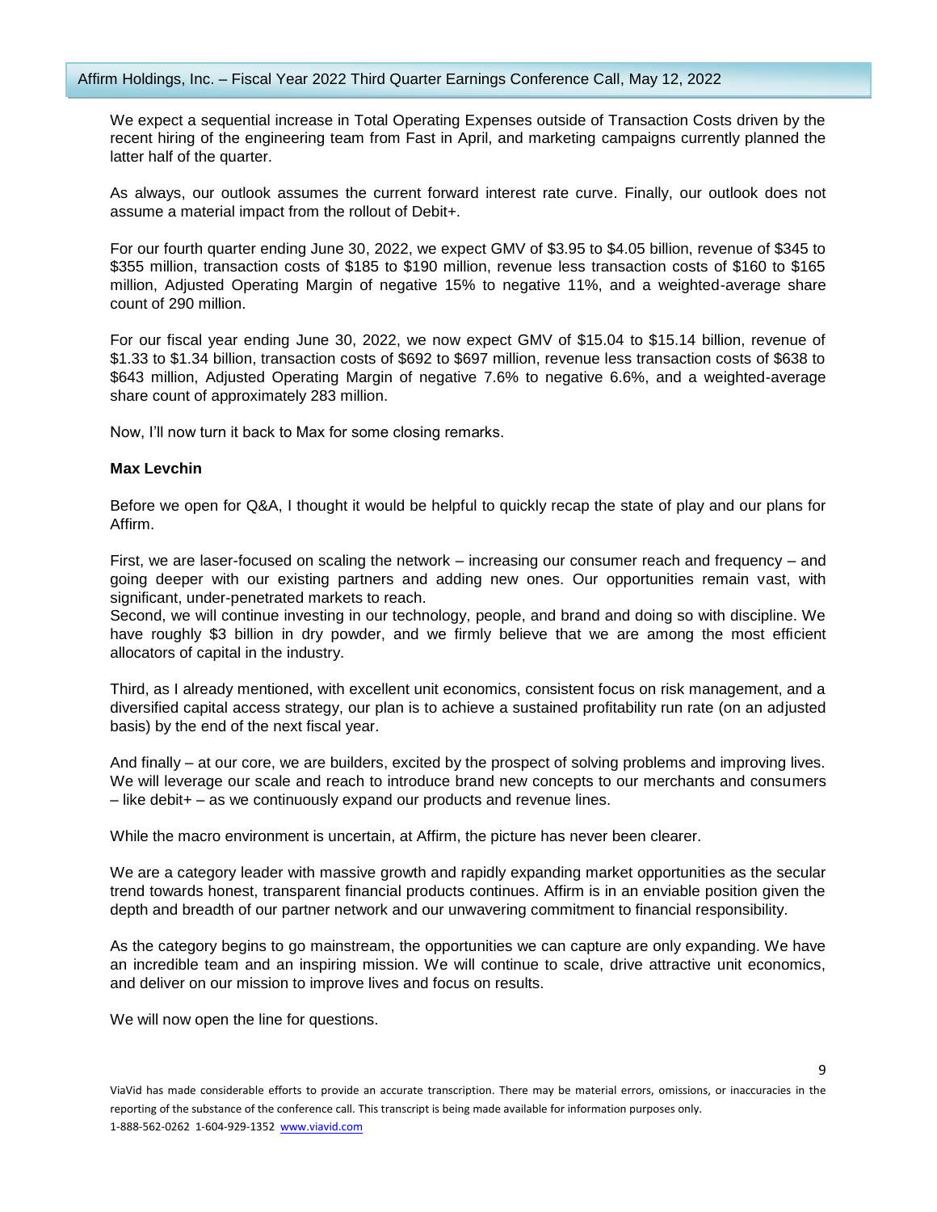We expect a sequential increase in Total Operating Expenses outside of Transaction Costs driven by the recent hiring of the engineering team from Fast in April, and marketing campaigns currently planned the latter half of the quarter.

As always, our outlook assumes the current forward interest rate curve. Finally, our outlook does not assume a material impact from the rollout of Debit+.

For our fourth quarter ending June 30, 2022, we expect GMV of $3.95 to $4.05 billion, revenue of $345 to $355 million, transaction costs of $185 to $190 million, revenue less transaction costs of $160 to $165 million, Adjusted Operating Margin of negative 15% to negative 11%, and a weighted-average share count of 290 million.

For our fiscal year ending June 30, 2022, we now expect GMV of $15.04 to $15.14 billion, revenue of $1.33 to $1.34 billion, transaction costs of $692 to $697 million, revenue less transaction costs of $638 to $643 million, Adjusted Operating Margin of negative 7.6% to negative 6.6%, and a weighted-average share count of approximately 283 million.

Now, I'll now turn it back to Max for some closing remarks.

**Max Levchin**

Before we open for Q&A, I thought it would be helpful to quickly recap the state of play and our plans for Affirm.

First, we are laser-focused on scaling the network – increasing our consumer reach and frequency – and going deeper with our existing partners and adding new ones. Our opportunities remain vast, with significant, under-penetrated markets to reach.
Second, we will continue investing in our technology, people, and brand and doing so with discipline. We have roughly $3 billion in dry powder, and we firmly believe that we are among the most efficient allocators of capital in the industry.

Third, as I already mentioned, with excellent unit economics, consistent focus on risk management, and a diversified capital access strategy, our plan is to achieve a sustained profitability run rate (on an adjusted basis) by the end of the next fiscal year.

And finally – at our core, we are builders, excited by the prospect of solving problems and improving lives. We will leverage our scale and reach to introduce brand new concepts to our merchants and consumers – like debit+ – as we continuously expand our products and revenue lines.

While the macro environment is uncertain, at Affirm, the picture has never been clearer.

We are a category leader with massive growth and rapidly expanding market opportunities as the secular trend towards honest, transparent financial products continues. Affirm is in an enviable position given the depth and breadth of our partner network and our unwavering commitment to financial responsibility.

As the category begins to go mainstream, the opportunities we can capture are only expanding. We have an incredible team and an inspiring mission. We will continue to scale, drive attractive unit economics, and deliver on our mission to improve lives and focus on results.

We will now open the line for questions.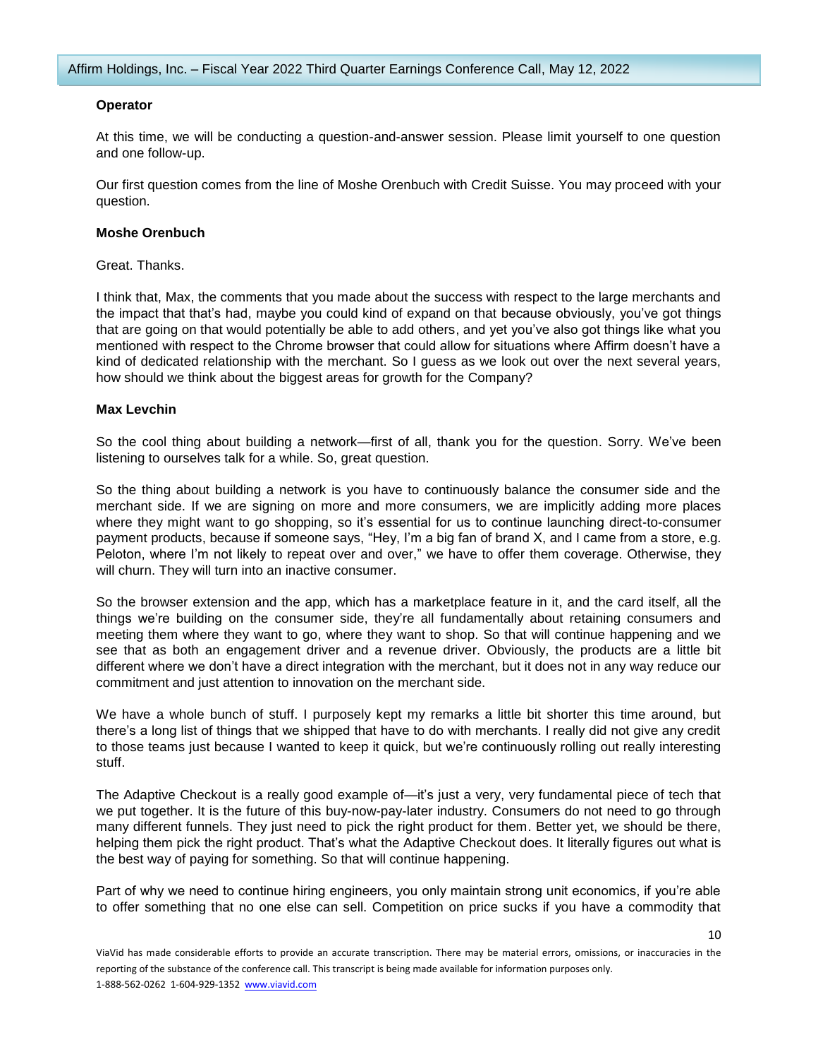**Operator**

At this time, we will be conducting a question-and-answer session. Please limit yourself to one question and one follow-up.

Our first question comes from the line of Moshe Orenbuch with Credit Suisse. You may proceed with your question.

**Moshe Orenbuch**

Great. Thanks.

I think that, Max, the comments that you made about the success with respect to the large merchants and the impact that that's had, maybe you could kind of expand on that because obviously, you've got things that are going on that would potentially be able to add others, and yet you've also got things like what you mentioned with respect to the Chrome browser that could allow for situations where Affirm doesn't have a kind of dedicated relationship with the merchant. So I guess as we look out over the next several years, how should we think about the biggest areas for growth for the Company?

**Max Levchin**

So the cool thing about building a network—first of all, thank you for the question. Sorry. We've been listening to ourselves talk for a while. So, great question.

So the thing about building a network is you have to continuously balance the consumer side and the merchant side. If we are signing on more and more consumers, we are implicitly adding more places where they might want to go shopping, so it's essential for us to continue launching direct-to-consumer payment products, because if someone says, "Hey, I'm a big fan of brand X, and I came from a store, e.g. Peloton, where I'm not likely to repeat over and over," we have to offer them coverage. Otherwise, they will churn. They will turn into an inactive consumer.

So the browser extension and the app, which has a marketplace feature in it, and the card itself, all the things we're building on the consumer side, they're all fundamentally about retaining consumers and meeting them where they want to go, where they want to shop. So that will continue happening and we see that as both an engagement driver and a revenue driver. Obviously, the products are a little bit different where we don't have a direct integration with the merchant, but it does not in any way reduce our commitment and just attention to innovation on the merchant side.

We have a whole bunch of stuff. I purposely kept my remarks a little bit shorter this time around, but there's a long list of things that we shipped that have to do with merchants. I really did not give any credit to those teams just because I wanted to keep it quick, but we're continuously rolling out really interesting stuff.

The Adaptive Checkout is a really good example of—it's just a very, very fundamental piece of tech that we put together. It is the future of this buy-now-pay-later industry. Consumers do not need to go through many different funnels. They just need to pick the right product for them. Better yet, we should be there, helping them pick the right product. That's what the Adaptive Checkout does. It literally figures out what is the best way of paying for something. So that will continue happening.

Part of why we need to continue hiring engineers, you only maintain strong unit economics, if you're able to offer something that no one else can sell. Competition on price sucks if you have a commodity that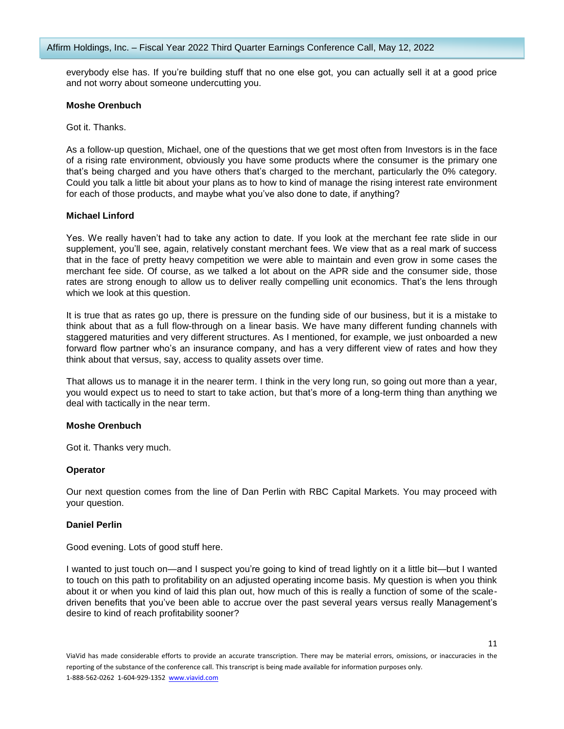everybody else has. If you're building stuff that no one else got, you can actually sell it at a good price and not worry about someone undercutting you.

**Moshe Orenbuch**

Got it. Thanks.

As a follow-up question, Michael, one of the questions that we get most often from Investors is in the face of a rising rate environment, obviously you have some products where the consumer is the primary one that's being charged and you have others that's charged to the merchant, particularly the 0% category. Could you talk a little bit about your plans as to how to kind of manage the rising interest rate environment for each of those products, and maybe what you've also done to date, if anything?

**Michael Linford**

Yes. We really haven't had to take any action to date. If you look at the merchant fee rate slide in our supplement, you'll see, again, relatively constant merchant fees. We view that as a real mark of success that in the face of pretty heavy competition we were able to maintain and even grow in some cases the merchant fee side. Of course, as we talked a lot about on the APR side and the consumer side, those rates are strong enough to allow us to deliver really compelling unit economics. That's the lens through which we look at this question.

It is true that as rates go up, there is pressure on the funding side of our business, but it is a mistake to think about that as a full flow-through on a linear basis. We have many different funding channels with staggered maturities and very different structures. As I mentioned, for example, we just onboarded a new forward flow partner who's an insurance company, and has a very different view of rates and how they think about that versus, say, access to quality assets over time.

That allows us to manage it in the nearer term. I think in the very long run, so going out more than a year, you would expect us to need to start to take action, but that's more of a long-term thing than anything we deal with tactically in the near term.

**Moshe Orenbuch**

Got it. Thanks very much.

**Operator**

Our next question comes from the line of Dan Perlin with RBC Capital Markets. You may proceed with your question.

**Daniel Perlin**

Good evening. Lots of good stuff here.

I wanted to just touch on—and I suspect you're going to kind of tread lightly on it a little bit—but I wanted to touch on this path to profitability on an adjusted operating income basis. My question is when you think about it or when you kind of laid this plan out, how much of this is really a function of some of the scale-driven benefits that you've been able to accrue over the past several years versus really Management's desire to kind of reach profitability sooner?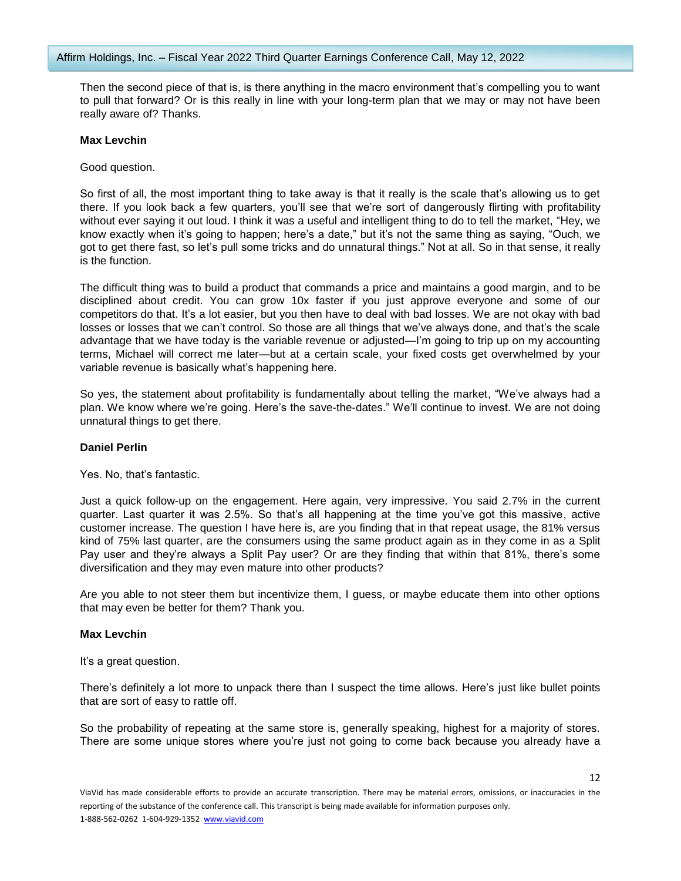Then the second piece of that is, is there anything in the macro environment that's compelling you to want to pull that forward? Or is this really in line with your long-term plan that we may or may not have been really aware of? Thanks.

**Max Levchin**

Good question.

So first of all, the most important thing to take away is that it really is the scale that's allowing us to get there. If you look back a few quarters, you'll see that we're sort of dangerously flirting with profitability without ever saying it out loud. I think it was a useful and intelligent thing to do to tell the market, "Hey, we know exactly when it's going to happen; here's a date," but it's not the same thing as saying, "Ouch, we got to get there fast, so let's pull some tricks and do unnatural things." Not at all. So in that sense, it really is the function.

The difficult thing was to build a product that commands a price and maintains a good margin, and to be disciplined about credit. You can grow 10x faster if you just approve everyone and some of our competitors do that. It's a lot easier, but you then have to deal with bad losses. We are not okay with bad losses or losses that we can't control. So those are all things that we've always done, and that's the scale advantage that we have today is the variable revenue or adjusted—I'm going to trip up on my accounting terms, Michael will correct me later—but at a certain scale, your fixed costs get overwhelmed by your variable revenue is basically what's happening here.

So yes, the statement about profitability is fundamentally about telling the market, "We've always had a plan. We know where we're going. Here's the save-the-dates." We'll continue to invest. We are not doing unnatural things to get there.

**Daniel Perlin**

Yes. No, that's fantastic.

Just a quick follow-up on the engagement. Here again, very impressive. You said 2.7% in the current quarter. Last quarter it was 2.5%. So that's all happening at the time you've got this massive, active customer increase. The question I have here is, are you finding that in that repeat usage, the 81% versus kind of 75% last quarter, are the consumers using the same product again as in they come in as a Split Pay user and they're always a Split Pay user? Or are they finding that within that 81%, there's some diversification and they may even mature into other products?

Are you able to not steer them but incentivize them, I guess, or maybe educate them into other options that may even be better for them? Thank you.

**Max Levchin**

It's a great question.

There's definitely a lot more to unpack there than I suspect the time allows. Here's just like bullet points that are sort of easy to rattle off.

So the probability of repeating at the same store is, generally speaking, highest for a majority of stores. There are some unique stores where you're just not going to come back because you already have a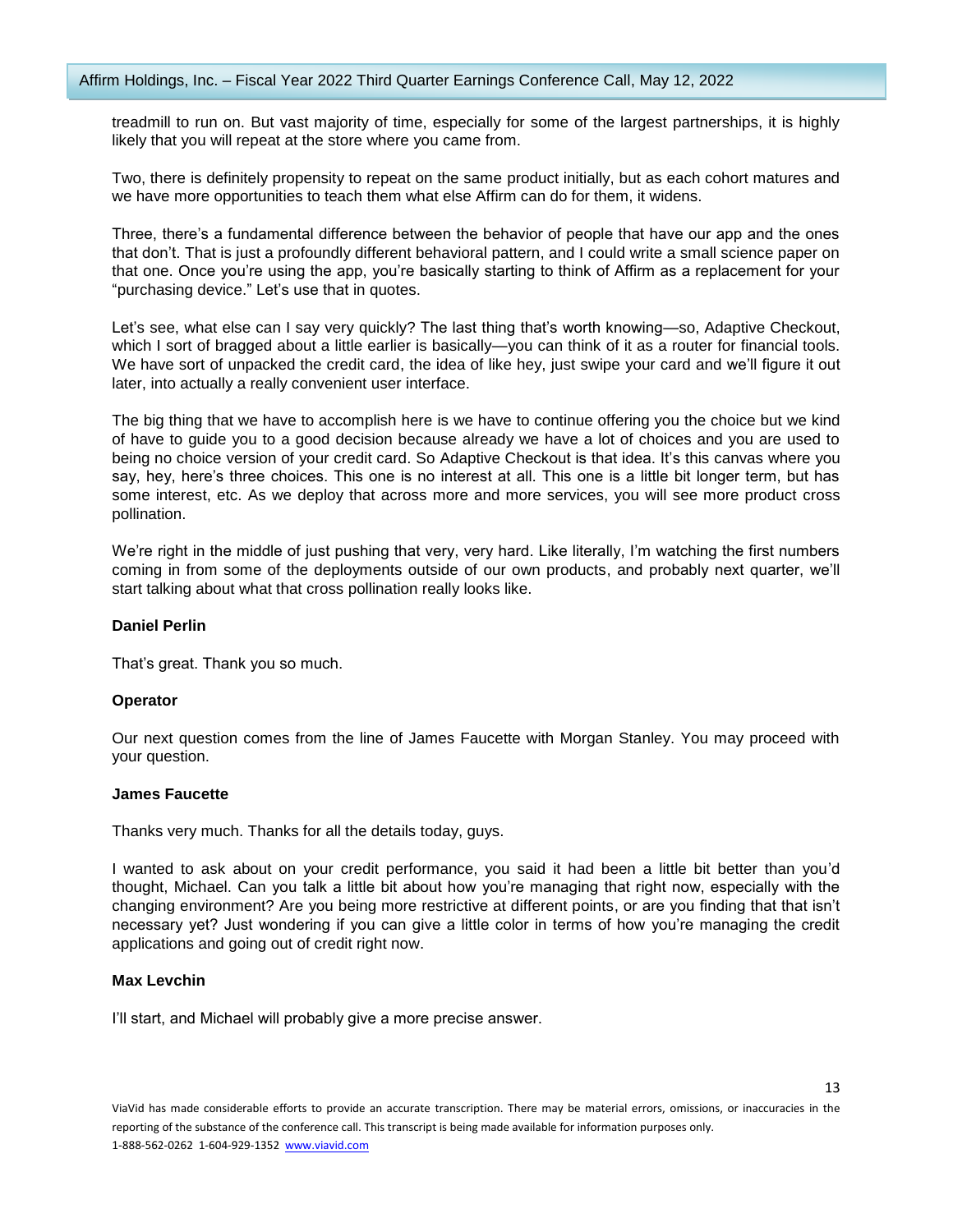treadmill to run on. But vast majority of time, especially for some of the largest partnerships, it is highly likely that you will repeat at the store where you came from.

Two, there is definitely propensity to repeat on the same product initially, but as each cohort matures and we have more opportunities to teach them what else Affirm can do for them, it widens.

Three, there's a fundamental difference between the behavior of people that have our app and the ones that don't. That is just a profoundly different behavioral pattern, and I could write a small science paper on that one. Once you're using the app, you're basically starting to think of Affirm as a replacement for your "purchasing device." Let's use that in quotes.

Let's see, what else can I say very quickly? The last thing that's worth knowing—so, Adaptive Checkout, which I sort of bragged about a little earlier is basically—you can think of it as a router for financial tools. We have sort of unpacked the credit card, the idea of like hey, just swipe your card and we'll figure it out later, into actually a really convenient user interface.

The big thing that we have to accomplish here is we have to continue offering you the choice but we kind of have to guide you to a good decision because already we have a lot of choices and you are used to being no choice version of your credit card. So Adaptive Checkout is that idea. It's this canvas where you say, hey, here's three choices. This one is no interest at all. This one is a little bit longer term, but has some interest, etc. As we deploy that across more and more services, you will see more product cross pollination.

We're right in the middle of just pushing that very, very hard. Like literally, I'm watching the first numbers coming in from some of the deployments outside of our own products, and probably next quarter, we'll start talking about what that cross pollination really looks like.

**Daniel Perlin**

That's great. Thank you so much.

**Operator**

Our next question comes from the line of James Faucette with Morgan Stanley. You may proceed with your question.

**James Faucette**

Thanks very much. Thanks for all the details today, guys.

I wanted to ask about on your credit performance, you said it had been a little bit better than you'd thought, Michael. Can you talk a little bit about how you're managing that right now, especially with the changing environment? Are you being more restrictive at different points, or are you finding that that isn't necessary yet? Just wondering if you can give a little color in terms of how you're managing the credit applications and going out of credit right now.

**Max Levchin**

I'll start, and Michael will probably give a more precise answer.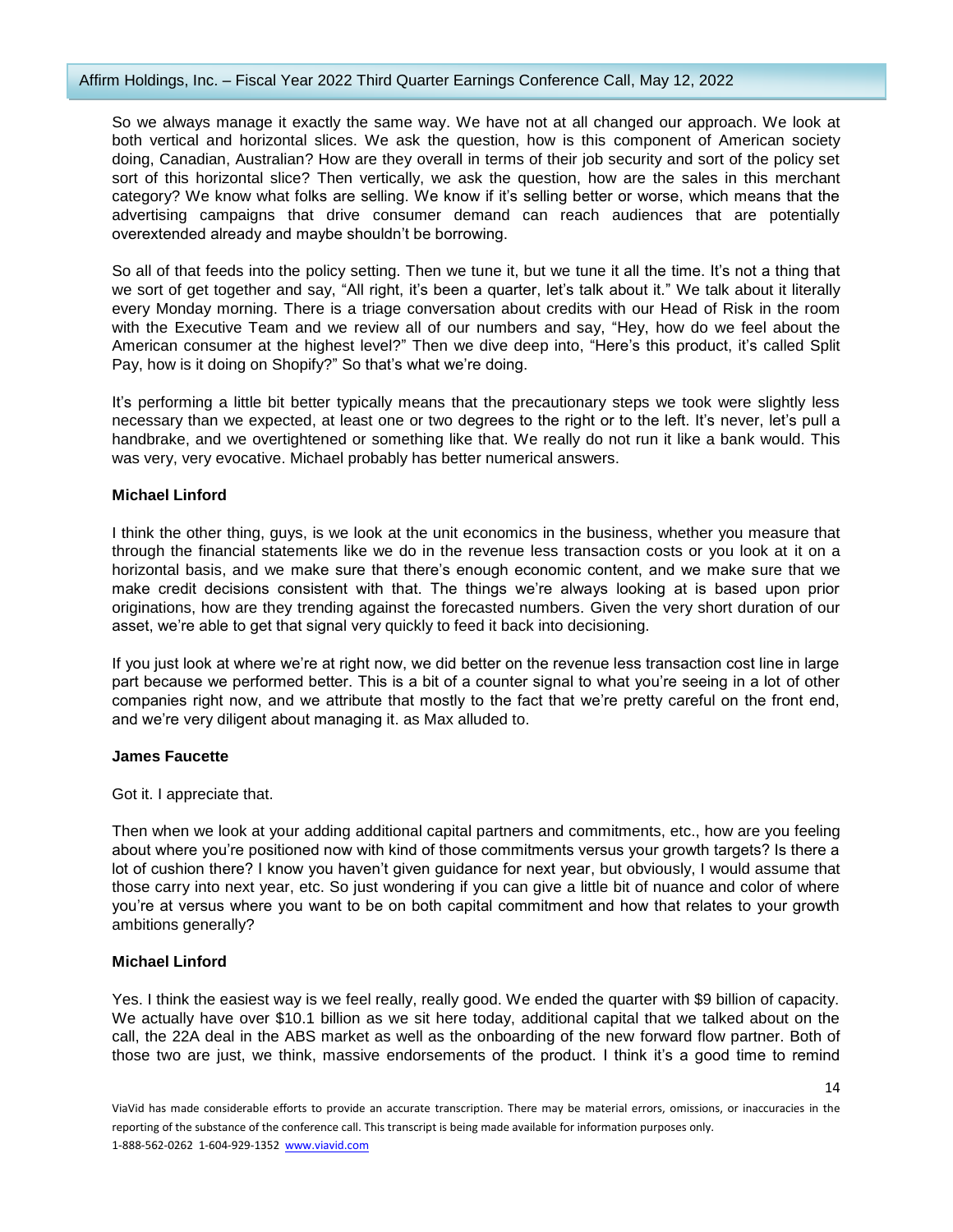So we always manage it exactly the same way. We have not at all changed our approach. We look at both vertical and horizontal slices. We ask the question, how is this component of American society doing, Canadian, Australian? How are they overall in terms of their job security and sort of the policy set sort of this horizontal slice? Then vertically, we ask the question, how are the sales in this merchant category? We know what folks are selling. We know if it's selling better or worse, which means that the advertising campaigns that drive consumer demand can reach audiences that are potentially overextended already and maybe shouldn't be borrowing.

So all of that feeds into the policy setting. Then we tune it, but we tune it all the time. It's not a thing that we sort of get together and say, "All right, it's been a quarter, let's talk about it." We talk about it literally every Monday morning. There is a triage conversation about credits with our Head of Risk in the room with the Executive Team and we review all of our numbers and say, "Hey, how do we feel about the American consumer at the highest level?" Then we dive deep into, "Here's this product, it's called Split Pay, how is it doing on Shopify?" So that's what we're doing.

It's performing a little bit better typically means that the precautionary steps we took were slightly less necessary than we expected, at least one or two degrees to the right or to the left. It's never, let's pull a handbrake, and we overtightened or something like that. We really do not run it like a bank would. This was very, very evocative. Michael probably has better numerical answers.

**Michael Linford**

I think the other thing, guys, is we look at the unit economics in the business, whether you measure that through the financial statements like we do in the revenue less transaction costs or you look at it on a horizontal basis, and we make sure that there's enough economic content, and we make sure that we make credit decisions consistent with that. The things we're always looking at is based upon prior originations, how are they trending against the forecasted numbers. Given the very short duration of our asset, we're able to get that signal very quickly to feed it back into decisioning.

If you just look at where we're at right now, we did better on the revenue less transaction cost line in large part because we performed better. This is a bit of a counter signal to what you're seeing in a lot of other companies right now, and we attribute that mostly to the fact that we're pretty careful on the front end, and we're very diligent about managing it. as Max alluded to.

**James Faucette**

Got it. I appreciate that.

Then when we look at your adding additional capital partners and commitments, etc., how are you feeling about where you're positioned now with kind of those commitments versus your growth targets? Is there a lot of cushion there? I know you haven't given guidance for next year, but obviously, I would assume that those carry into next year, etc. So just wondering if you can give a little bit of nuance and color of where you're at versus where you want to be on both capital commitment and how that relates to your growth ambitions generally?

**Michael Linford**

Yes. I think the easiest way is we feel really, really good. We ended the quarter with $9 billion of capacity. We actually have over $10.1 billion as we sit here today, additional capital that we talked about on the call, the 22A deal in the ABS market as well as the onboarding of the new forward flow partner. Both of those two are just, we think, massive endorsements of the product. I think it's a good time to remind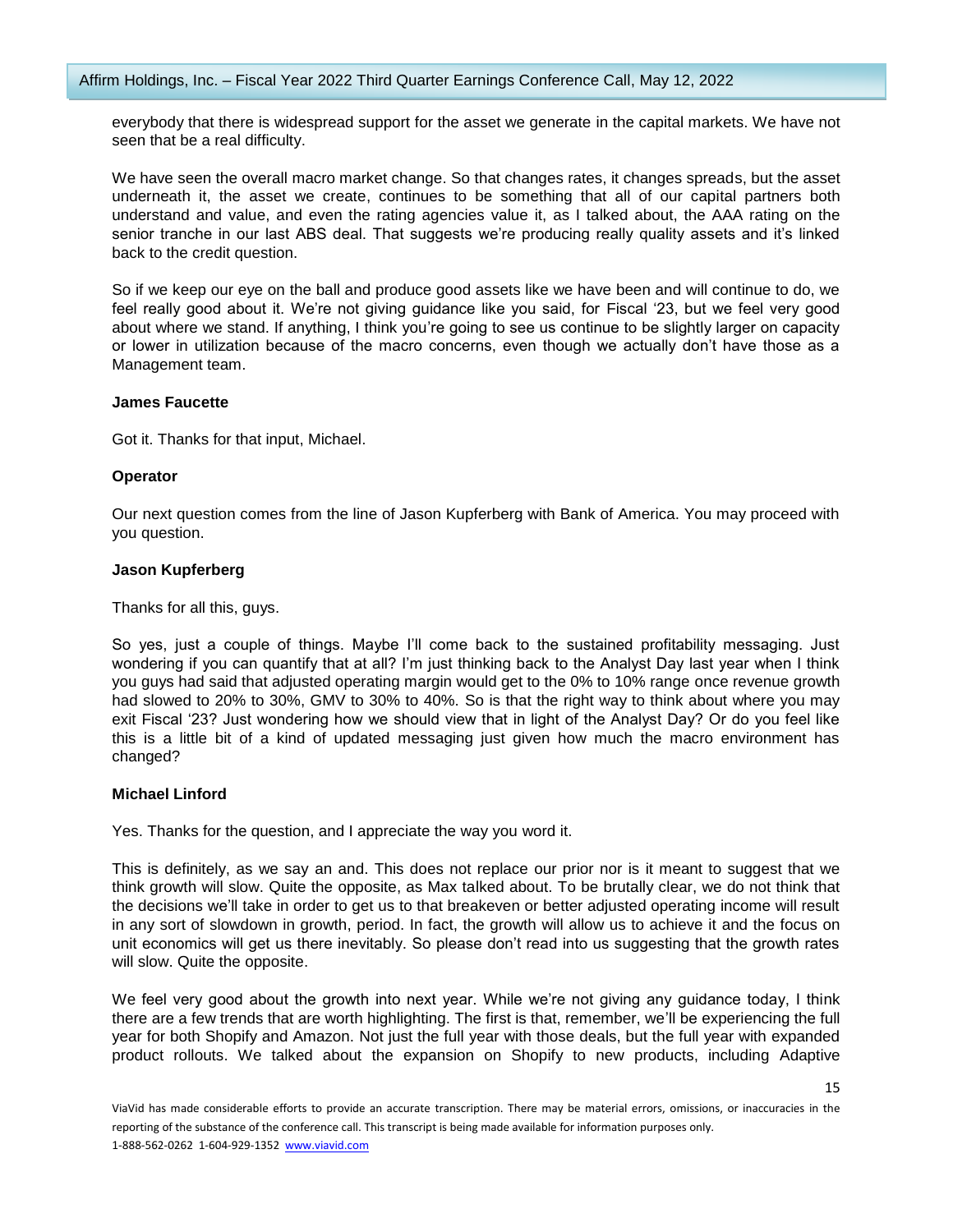everybody that there is widespread support for the asset we generate in the capital markets. We have not seen that be a real difficulty.

We have seen the overall macro market change. So that changes rates, it changes spreads, but the asset underneath it, the asset we create, continues to be something that all of our capital partners both understand and value, and even the rating agencies value it, as I talked about, the AAA rating on the senior tranche in our last ABS deal. That suggests we're producing really quality assets and it's linked back to the credit question.

So if we keep our eye on the ball and produce good assets like we have been and will continue to do, we feel really good about it. We're not giving guidance like you said, for Fiscal '23, but we feel very good about where we stand. If anything, I think you're going to see us continue to be slightly larger on capacity or lower in utilization because of the macro concerns, even though we actually don't have those as a Management team.

**James Faucette**

Got it. Thanks for that input, Michael.

**Operator**

Our next question comes from the line of Jason Kupferberg with Bank of America. You may proceed with you question.

**Jason Kupferberg**

Thanks for all this, guys.

So yes, just a couple of things. Maybe I'll come back to the sustained profitability messaging. Just wondering if you can quantify that at all? I'm just thinking back to the Analyst Day last year when I think you guys had said that adjusted operating margin would get to the 0% to 10% range once revenue growth had slowed to 20% to 30%, GMV to 30% to 40%. So is that the right way to think about where you may exit Fiscal '23? Just wondering how we should view that in light of the Analyst Day? Or do you feel like this is a little bit of a kind of updated messaging just given how much the macro environment has changed?

**Michael Linford**

Yes. Thanks for the question, and I appreciate the way you word it.

This is definitely, as we say an and. This does not replace our prior nor is it meant to suggest that we think growth will slow. Quite the opposite, as Max talked about. To be brutally clear, we do not think that the decisions we'll take in order to get us to that breakeven or better adjusted operating income will result in any sort of slowdown in growth, period. In fact, the growth will allow us to achieve it and the focus on unit economics will get us there inevitably. So please don't read into us suggesting that the growth rates will slow. Quite the opposite.

We feel very good about the growth into next year. While we're not giving any guidance today, I think there are a few trends that are worth highlighting. The first is that, remember, we'll be experiencing the full year for both Shopify and Amazon. Not just the full year with those deals, but the full year with expanded product rollouts. We talked about the expansion on Shopify to new products, including Adaptive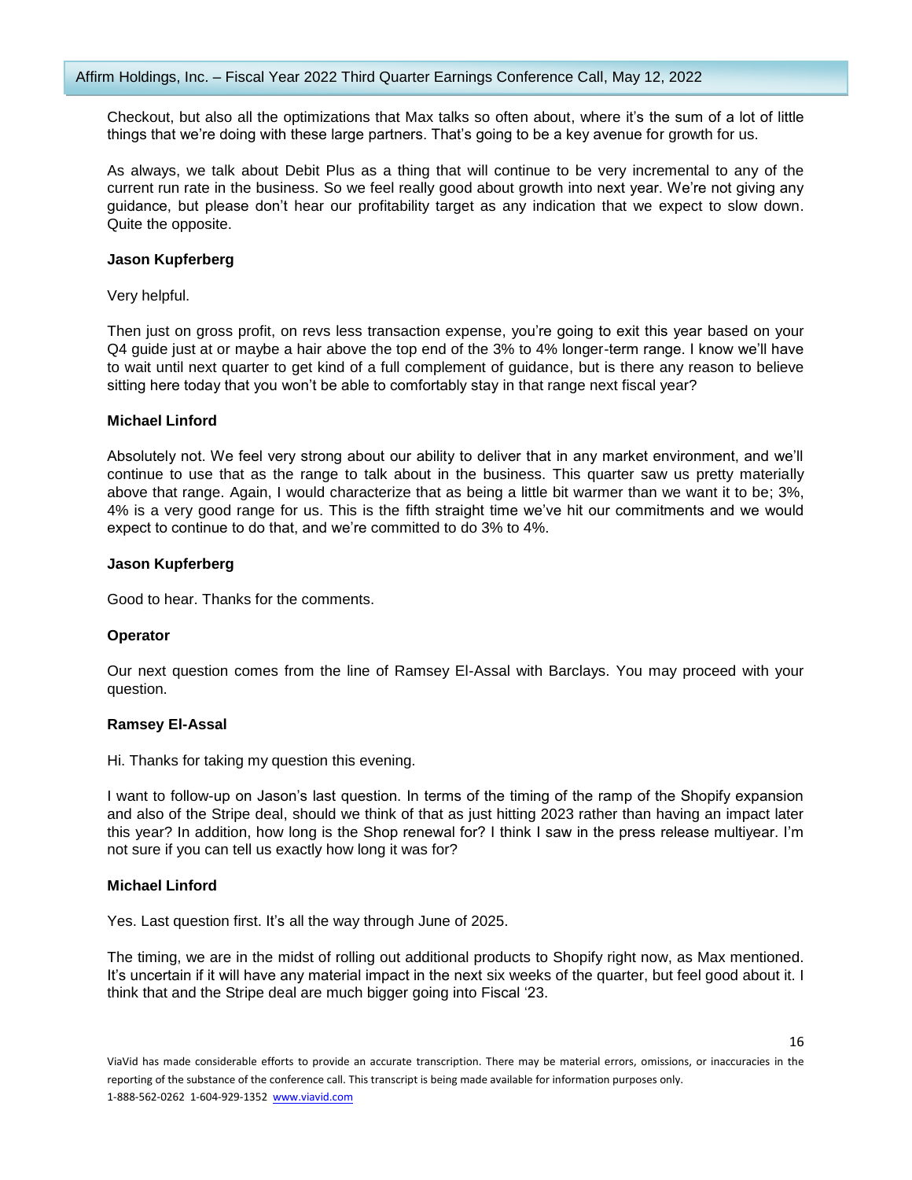Checkout, but also all the optimizations that Max talks so often about, where it's the sum of a lot of little things that we're doing with these large partners. That's going to be a key avenue for growth for us.

As always, we talk about Debit Plus as a thing that will continue to be very incremental to any of the current run rate in the business. So we feel really good about growth into next year. We're not giving any guidance, but please don't hear our profitability target as any indication that we expect to slow down. Quite the opposite.

**Jason Kupferberg**

Very helpful.

Then just on gross profit, on revs less transaction expense, you're going to exit this year based on your Q4 guide just at or maybe a hair above the top end of the 3% to 4% longer-term range. I know we'll have to wait until next quarter to get kind of a full complement of guidance, but is there any reason to believe sitting here today that you won't be able to comfortably stay in that range next fiscal year?

**Michael Linford**

Absolutely not. We feel very strong about our ability to deliver that in any market environment, and we'll continue to use that as the range to talk about in the business. This quarter saw us pretty materially above that range. Again, I would characterize that as being a little bit warmer than we want it to be; 3%, 4% is a very good range for us. This is the fifth straight time we've hit our commitments and we would expect to continue to do that, and we're committed to do 3% to 4%.

**Jason Kupferberg**

Good to hear. Thanks for the comments.

**Operator**

Our next question comes from the line of Ramsey El-Assal with Barclays. You may proceed with your question.

**Ramsey El-Assal**

Hi. Thanks for taking my question this evening.

I want to follow-up on Jason's last question. In terms of the timing of the ramp of the Shopify expansion and also of the Stripe deal, should we think of that as just hitting 2023 rather than having an impact later this year? In addition, how long is the Shop renewal for? I think I saw in the press release multiyear. I'm not sure if you can tell us exactly how long it was for?

**Michael Linford**

Yes. Last question first. It's all the way through June of 2025.

The timing, we are in the midst of rolling out additional products to Shopify right now, as Max mentioned. It's uncertain if it will have any material impact in the next six weeks of the quarter, but feel good about it. I think that and the Stripe deal are much bigger going into Fiscal '23.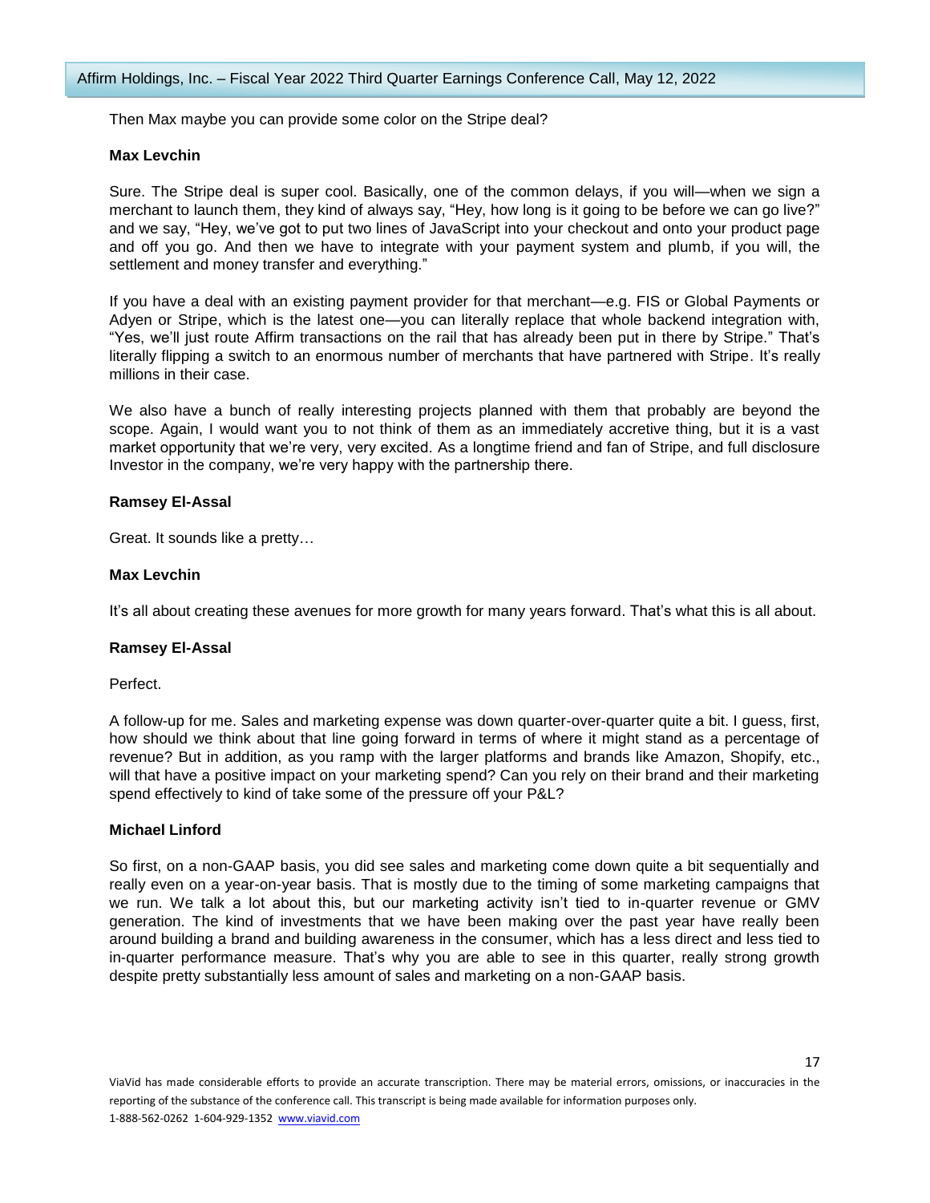Then Max maybe you can provide some color on the Stripe deal?

**Max Levchin**

Sure. The Stripe deal is super cool. Basically, one of the common delays, if you will—when we sign a merchant to launch them, they kind of always say, "Hey, how long is it going to be before we can go live?" and we say, "Hey, we've got to put two lines of JavaScript into your checkout and onto your product page and off you go. And then we have to integrate with your payment system and plumb, if you will, the settlement and money transfer and everything."

If you have a deal with an existing payment provider for that merchant—e.g. FIS or Global Payments or Adyen or Stripe, which is the latest one—you can literally replace that whole backend integration with, "Yes, we'll just route Affirm transactions on the rail that has already been put in there by Stripe." That's literally flipping a switch to an enormous number of merchants that have partnered with Stripe. It's really millions in their case.

We also have a bunch of really interesting projects planned with them that probably are beyond the scope. Again, I would want you to not think of them as an immediately accretive thing, but it is a vast market opportunity that we're very, very excited. As a longtime friend and fan of Stripe, and full disclosure Investor in the company, we're very happy with the partnership there.

**Ramsey El-Assal**

Great. It sounds like a pretty…

**Max Levchin**

It's all about creating these avenues for more growth for many years forward. That's what this is all about.

**Ramsey El-Assal**

Perfect.

A follow-up for me. Sales and marketing expense was down quarter-over-quarter quite a bit. I guess, first, how should we think about that line going forward in terms of where it might stand as a percentage of revenue? But in addition, as you ramp with the larger platforms and brands like Amazon, Shopify, etc., will that have a positive impact on your marketing spend? Can you rely on their brand and their marketing spend effectively to kind of take some of the pressure off your P&L?

**Michael Linford**

So first, on a non-GAAP basis, you did see sales and marketing come down quite a bit sequentially and really even on a year-on-year basis. That is mostly due to the timing of some marketing campaigns that we run. We talk a lot about this, but our marketing activity isn't tied to in-quarter revenue or GMV generation. The kind of investments that we have been making over the past year have really been around building a brand and building awareness in the consumer, which has a less direct and less tied to in-quarter performance measure. That's why you are able to see in this quarter, really strong growth despite pretty substantially less amount of sales and marketing on a non-GAAP basis.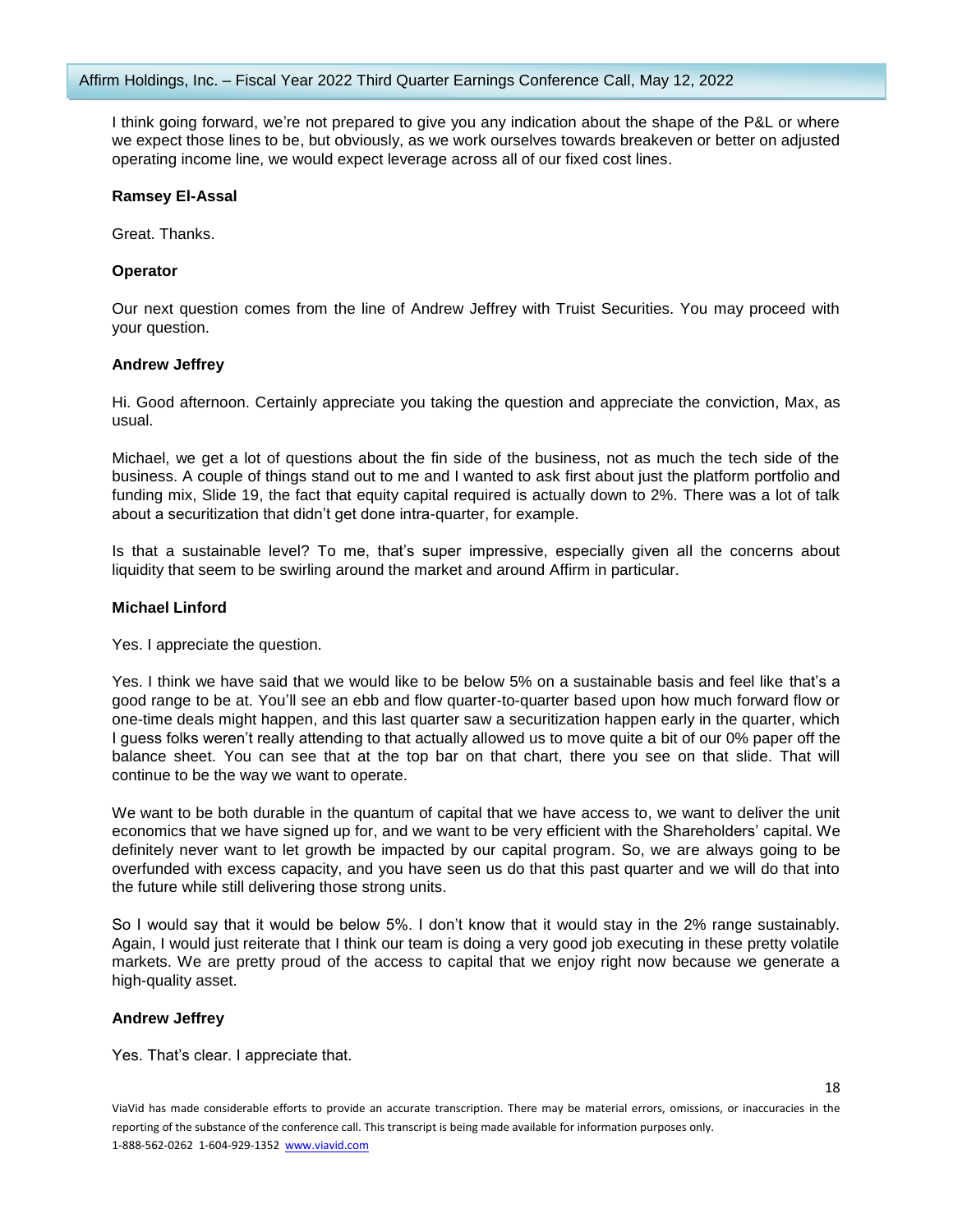I think going forward, we're not prepared to give you any indication about the shape of the P&L or where we expect those lines to be, but obviously, as we work ourselves towards breakeven or better on adjusted operating income line, we would expect leverage across all of our fixed cost lines.

**Ramsey El-Assal**

Great. Thanks.

**Operator**

Our next question comes from the line of Andrew Jeffrey with Truist Securities. You may proceed with your question.

**Andrew Jeffrey**

Hi. Good afternoon. Certainly appreciate you taking the question and appreciate the conviction, Max, as usual.

Michael, we get a lot of questions about the fin side of the business, not as much the tech side of the business. A couple of things stand out to me and I wanted to ask first about just the platform portfolio and funding mix, Slide 19, the fact that equity capital required is actually down to 2%. There was a lot of talk about a securitization that didn't get done intra-quarter, for example.

Is that a sustainable level? To me, that's super impressive, especially given all the concerns about liquidity that seem to be swirling around the market and around Affirm in particular.

**Michael Linford**

Yes. I appreciate the question.

Yes. I think we have said that we would like to be below 5% on a sustainable basis and feel like that's a good range to be at. You'll see an ebb and flow quarter-to-quarter based upon how much forward flow or one-time deals might happen, and this last quarter saw a securitization happen early in the quarter, which I guess folks weren't really attending to that actually allowed us to move quite a bit of our 0% paper off the balance sheet. You can see that at the top bar on that chart, there you see on that slide. That will continue to be the way we want to operate.

We want to be both durable in the quantum of capital that we have access to, we want to deliver the unit economics that we have signed up for, and we want to be very efficient with the Shareholders' capital. We definitely never want to let growth be impacted by our capital program. So, we are always going to be overfunded with excess capacity, and you have seen us do that this past quarter and we will do that into the future while still delivering those strong units.

So I would say that it would be below 5%. I don't know that it would stay in the 2% range sustainably. Again, I would just reiterate that I think our team is doing a very good job executing in these pretty volatile markets. We are pretty proud of the access to capital that we enjoy right now because we generate a high-quality asset.

**Andrew Jeffrey**

Yes. That's clear. I appreciate that.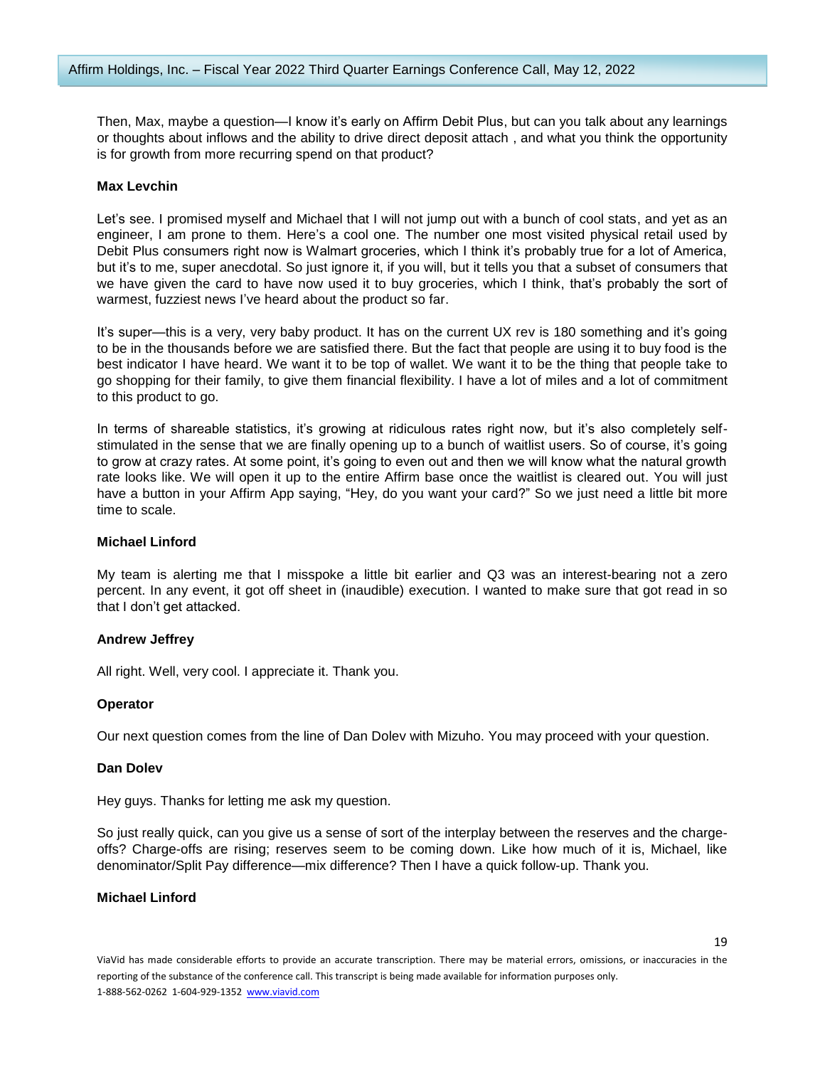Then, Max, maybe a question—I know it's early on Affirm Debit Plus, but can you talk about any learnings or thoughts about inflows and the ability to drive direct deposit attach , and what you think the opportunity is for growth from more recurring spend on that product?

**Max Levchin**

Let's see. I promised myself and Michael that I will not jump out with a bunch of cool stats, and yet as an engineer, I am prone to them. Here's a cool one. The number one most visited physical retail used by Debit Plus consumers right now is Walmart groceries, which I think it's probably true for a lot of America, but it's to me, super anecdotal. So just ignore it, if you will, but it tells you that a subset of consumers that we have given the card to have now used it to buy groceries, which I think, that's probably the sort of warmest, fuzziest news I've heard about the product so far.

It's super—this is a very, very baby product. It has on the current UX rev is 180 something and it's going to be in the thousands before we are satisfied there. But the fact that people are using it to buy food is the best indicator I have heard. We want it to be top of wallet. We want it to be the thing that people take to go shopping for their family, to give them financial flexibility. I have a lot of miles and a lot of commitment to this product to go.

In terms of shareable statistics, it's growing at ridiculous rates right now, but it's also completely self-stimulated in the sense that we are finally opening up to a bunch of waitlist users. So of course, it's going to grow at crazy rates. At some point, it's going to even out and then we will know what the natural growth rate looks like. We will open it up to the entire Affirm base once the waitlist is cleared out. You will just have a button in your Affirm App saying, "Hey, do you want your card?" So we just need a little bit more time to scale.

**Michael Linford**

My team is alerting me that I misspoke a little bit earlier and Q3 was an interest-bearing not a zero percent. In any event, it got off sheet in (inaudible) execution. I wanted to make sure that got read in so that I don't get attacked.

**Andrew Jeffrey**

All right. Well, very cool. I appreciate it. Thank you.

**Operator**

Our next question comes from the line of Dan Dolev with Mizuho. You may proceed with your question.

**Dan Dolev**

Hey guys. Thanks for letting me ask my question.

So just really quick, can you give us a sense of sort of the interplay between the reserves and the charge-offs? Charge-offs are rising; reserves seem to be coming down. Like how much of it is, Michael, like denominator/Split Pay difference—mix difference? Then I have a quick follow-up. Thank you.

**Michael Linford**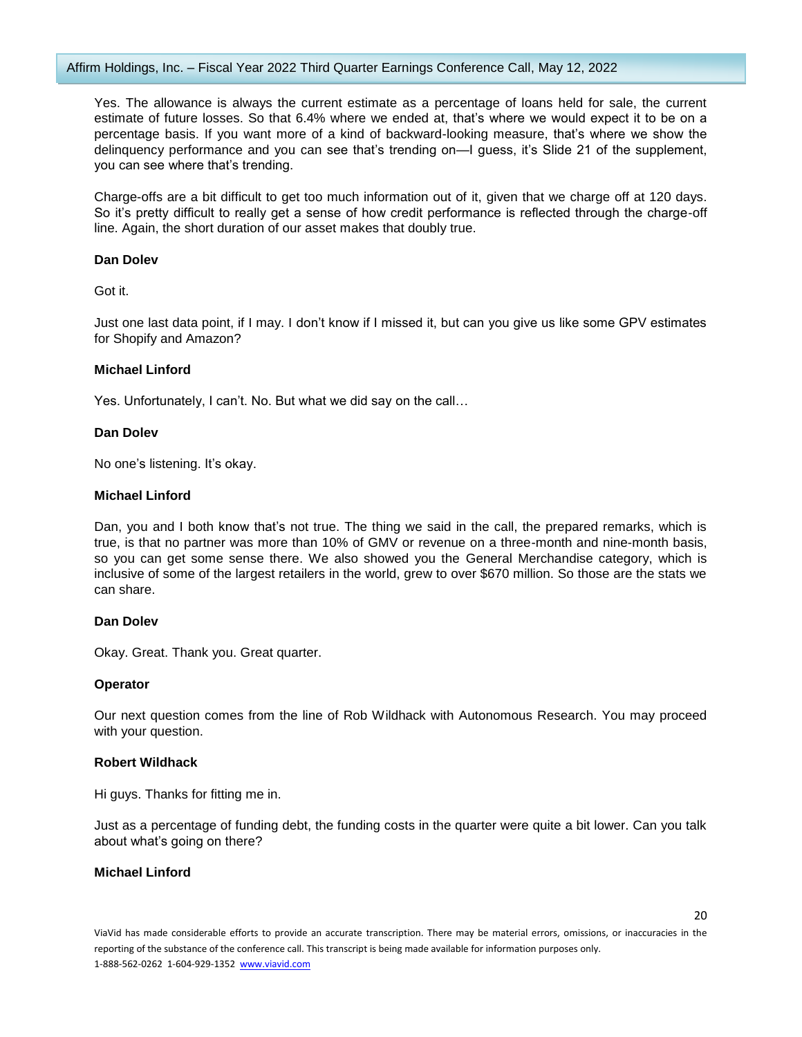Yes. The allowance is always the current estimate as a percentage of loans held for sale, the current estimate of future losses. So that 6.4% where we ended at, that's where we would expect it to be on a percentage basis. If you want more of a kind of backward-looking measure, that's where we show the delinquency performance and you can see that's trending on—I guess, it's Slide 21 of the supplement, you can see where that's trending.

Charge-offs are a bit difficult to get too much information out of it, given that we charge off at 120 days. So it's pretty difficult to really get a sense of how credit performance is reflected through the charge-off line. Again, the short duration of our asset makes that doubly true.

**Dan Dolev**

Got it.

Just one last data point, if I may. I don't know if I missed it, but can you give us like some GPV estimates for Shopify and Amazon?

**Michael Linford**

Yes. Unfortunately, I can't. No. But what we did say on the call…

**Dan Dolev**

No one's listening. It's okay.

**Michael Linford**

Dan, you and I both know that's not true. The thing we said in the call, the prepared remarks, which is true, is that no partner was more than 10% of GMV or revenue on a three-month and nine-month basis, so you can get some sense there. We also showed you the General Merchandise category, which is inclusive of some of the largest retailers in the world, grew to over $670 million. So those are the stats we can share.

**Dan Dolev**

Okay. Great. Thank you. Great quarter.

**Operator**

Our next question comes from the line of Rob Wildhack with Autonomous Research. You may proceed with your question.

**Robert Wildhack**

Hi guys. Thanks for fitting me in.

Just as a percentage of funding debt, the funding costs in the quarter were quite a bit lower. Can you talk about what's going on there?

**Michael Linford**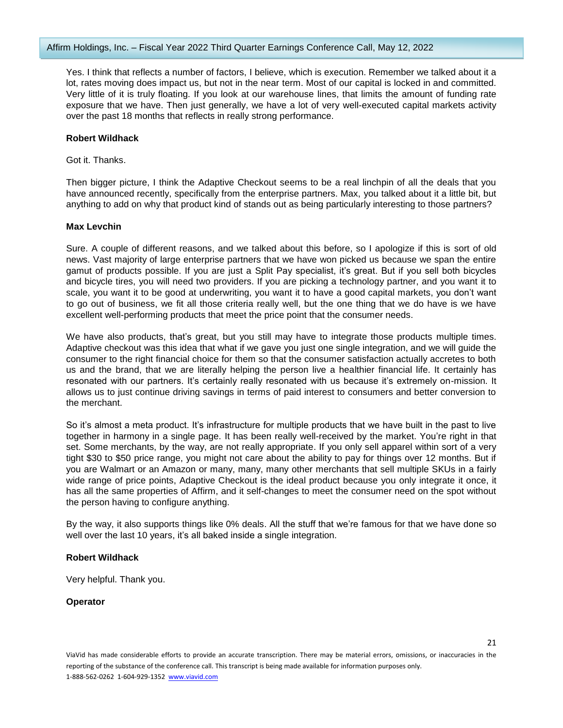Yes. I think that reflects a number of factors, I believe, which is execution. Remember we talked about it a lot, rates moving does impact us, but not in the near term. Most of our capital is locked in and committed. Very little of it is truly floating. If you look at our warehouse lines, that limits the amount of funding rate exposure that we have. Then just generally, we have a lot of very well-executed capital markets activity over the past 18 months that reflects in really strong performance.

**Robert Wildhack**

Got it. Thanks.

Then bigger picture, I think the Adaptive Checkout seems to be a real linchpin of all the deals that you have announced recently, specifically from the enterprise partners. Max, you talked about it a little bit, but anything to add on why that product kind of stands out as being particularly interesting to those partners?

**Max Levchin**

Sure. A couple of different reasons, and we talked about this before, so I apologize if this is sort of old news. Vast majority of large enterprise partners that we have won picked us because we span the entire gamut of products possible. If you are just a Split Pay specialist, it's great. But if you sell both bicycles and bicycle tires, you will need two providers. If you are picking a technology partner, and you want it to scale, you want it to be good at underwriting, you want it to have a good capital markets, you don't want to go out of business, we fit all those criteria really well, but the one thing that we do have is we have excellent well-performing products that meet the price point that the consumer needs.

We have also products, that's great, but you still may have to integrate those products multiple times. Adaptive checkout was this idea that what if we gave you just one single integration, and we will guide the consumer to the right financial choice for them so that the consumer satisfaction actually accretes to both us and the brand, that we are literally helping the person live a healthier financial life. It certainly has resonated with our partners. It's certainly really resonated with us because it's extremely on-mission. It allows us to just continue driving savings in terms of paid interest to consumers and better conversion to the merchant.

So it's almost a meta product. It's infrastructure for multiple products that we have built in the past to live together in harmony in a single page. It has been really well-received by the market. You're right in that set. Some merchants, by the way, are not really appropriate. If you only sell apparel within sort of a very tight $30 to $50 price range, you might not care about the ability to pay for things over 12 months. But if you are Walmart or an Amazon or many, many, many other merchants that sell multiple SKUs in a fairly wide range of price points, Adaptive Checkout is the ideal product because you only integrate it once, it has all the same properties of Affirm, and it self-changes to meet the consumer need on the spot without the person having to configure anything.

By the way, it also supports things like 0% deals. All the stuff that we're famous for that we have done so well over the last 10 years, it's all baked inside a single integration.

**Robert Wildhack**

Very helpful. Thank you.

**Operator**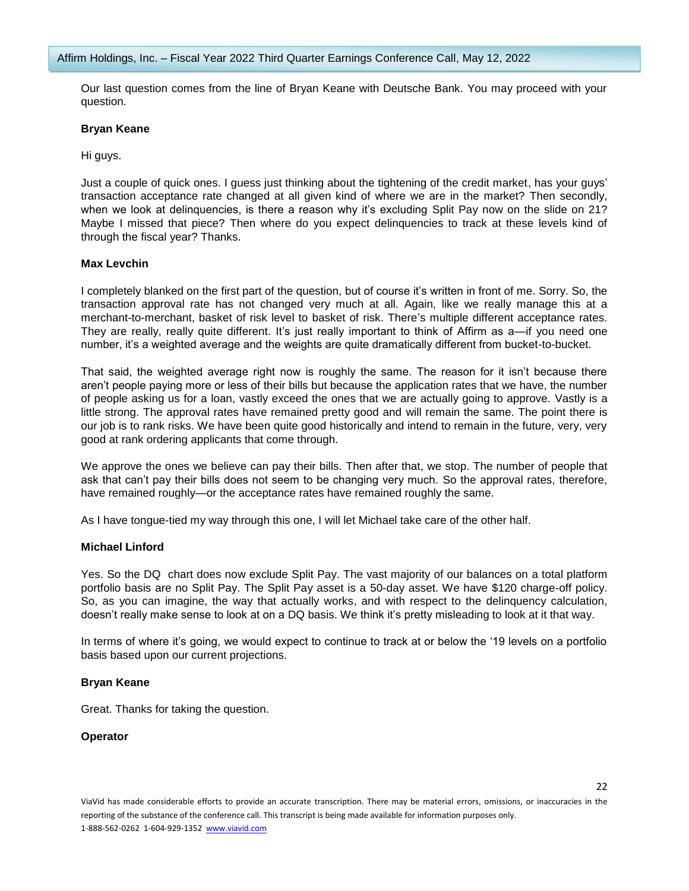Our last question comes from the line of Bryan Keane with Deutsche Bank. You may proceed with your question.

**Bryan Keane**

Hi guys.

Just a couple of quick ones. I guess just thinking about the tightening of the credit market, has your guys' transaction acceptance rate changed at all given kind of where we are in the market? Then secondly, when we look at delinquencies, is there a reason why it's excluding Split Pay now on the slide on 21? Maybe I missed that piece? Then where do you expect delinquencies to track at these levels kind of through the fiscal year? Thanks.

**Max Levchin**

I completely blanked on the first part of the question, but of course it's written in front of me. Sorry. So, the transaction approval rate has not changed very much at all. Again, like we really manage this at a merchant-to-merchant, basket of risk level to basket of risk. There's multiple different acceptance rates. They are really, really quite different. It's just really important to think of Affirm as a—if you need one number, it's a weighted average and the weights are quite dramatically different from bucket-to-bucket.

That said, the weighted average right now is roughly the same. The reason for it isn't because there aren't people paying more or less of their bills but because the application rates that we have, the number of people asking us for a loan, vastly exceed the ones that we are actually going to approve. Vastly is a little strong. The approval rates have remained pretty good and will remain the same. The point there is our job is to rank risks. We have been quite good historically and intend to remain in the future, very, very good at rank ordering applicants that come through.

We approve the ones we believe can pay their bills. Then after that, we stop. The number of people that ask that can't pay their bills does not seem to be changing very much. So the approval rates, therefore, have remained roughly—or the acceptance rates have remained roughly the same.

As I have tongue-tied my way through this one, I will let Michael take care of the other half.

**Michael Linford**

Yes. So the DQ chart does now exclude Split Pay. The vast majority of our balances on a total platform portfolio basis are no Split Pay. The Split Pay asset is a 50-day asset. We have $120 charge-off policy. So, as you can imagine, the way that actually works, and with respect to the delinquency calculation, doesn't really make sense to look at on a DQ basis. We think it's pretty misleading to look at it that way.

In terms of where it's going, we would expect to continue to track at or below the '19 levels on a portfolio basis based upon our current projections.

**Bryan Keane**

Great. Thanks for taking the question.

**Operator**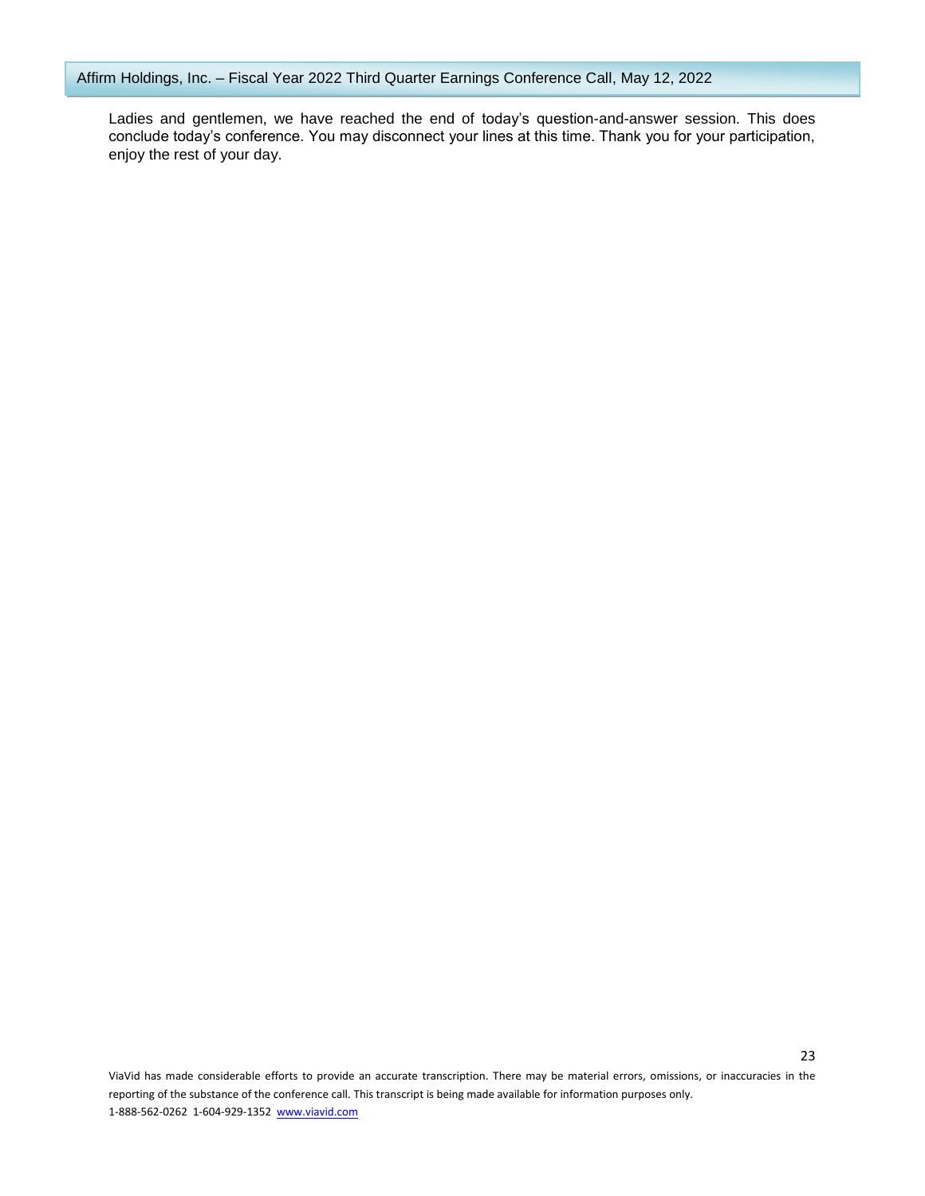Ladies and gentlemen, we have reached the end of today's question-and-answer session. This does conclude today's conference. You may disconnect your lines at this time. Thank you for your participation, enjoy the rest of your day.